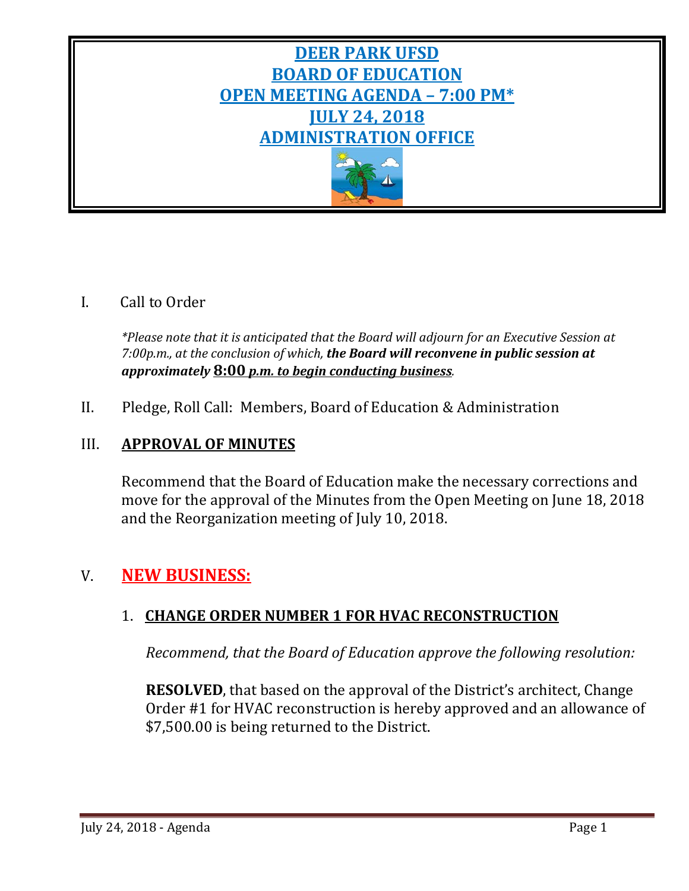# DEER PARK UFSD
# BOARD OF EDUCATION
# OPEN MEETING AGENDA – 7:00 PM*
# JULY 24, 2018
# ADMINISTRATION OFFICE

I. Call to Order

*\*Please note that it is anticipated that the Board will adjourn for an Executive Session at 7:00p.m., at the conclusion of which,* ***the Board will reconvene in public session at approximately*** **8:00** ***p.m. to begin conducting business****.*

II. Pledge, Roll Call: Members, Board of Education & Administration

## III. APPROVAL OF MINUTES

Recommend that the Board of Education make the necessary corrections and move for the approval of the Minutes from the Open Meeting on June 18, 2018 and the Reorganization meeting of July 10, 2018.

## V. NEW BUSINESS:

### 1. CHANGE ORDER NUMBER 1 FOR HVAC RECONSTRUCTION

*Recommend, that the Board of Education approve the following resolution:*

**RESOLVED**, that based on the approval of the District's architect, Change Order #1 for HVAC reconstruction is hereby approved and an allowance of $7,500.00 is being returned to the District.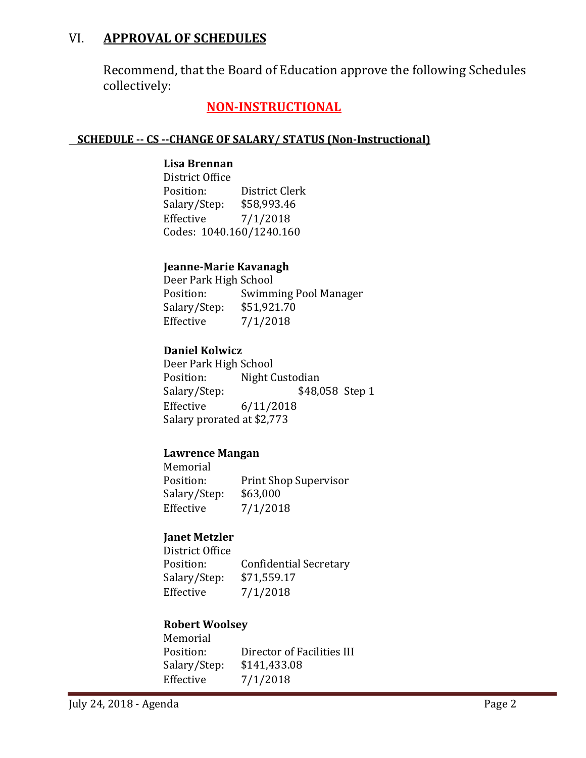## VI. **APPROVAL OF SCHEDULES**

Recommend, that the Board of Education approve the following Schedules collectively:

### **NON-INSTRUCTIONAL**

**SCHEDULE -- CS --CHANGE OF SALARY/ STATUS (Non-Instructional)**

**Lisa Brennan**
District Office
Position: District Clerk
Salary/Step: $58,993.46
Effective 7/1/2018
Codes: 1040.160/1240.160

**Jeanne-Marie Kavanagh**
Deer Park High School
Position: Swimming Pool Manager
Salary/Step: $51,921.70
Effective 7/1/2018

**Daniel Kolwicz**
Deer Park High School
Position: Night Custodian
Salary/Step: $48,058 Step 1
Effective 6/11/2018
Salary prorated at $2,773

**Lawrence Mangan**
Memorial
Position: Print Shop Supervisor
Salary/Step: $63,000
Effective 7/1/2018

**Janet Metzler**
District Office
Position: Confidential Secretary
Salary/Step: $71,559.17
Effective 7/1/2018

**Robert Woolsey**
Memorial
Position: Director of Facilities III
Salary/Step: $141,433.08
Effective 7/1/2018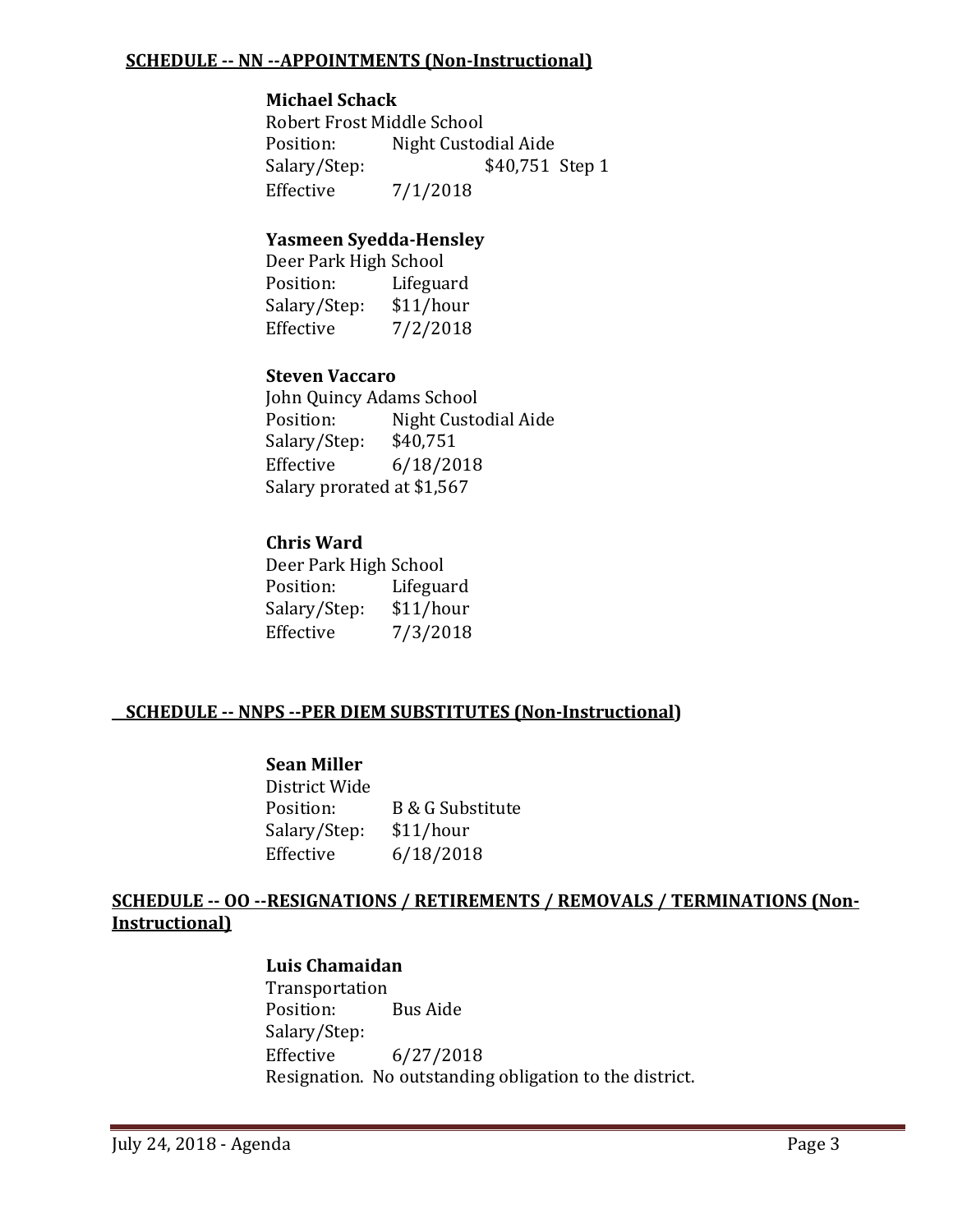**SCHEDULE -- NN --APPOINTMENTS (Non-Instructional)**

**Michael Schack**
Robert Frost Middle School
Position: Night Custodial Aide
Salary/Step: $40,751 Step 1
Effective 7/1/2018

**Yasmeen Syedda-Hensley**
Deer Park High School
Position: Lifeguard
Salary/Step: $11/hour
Effective 7/2/2018

**Steven Vaccaro**
John Quincy Adams School
Position: Night Custodial Aide
Salary/Step: $40,751
Effective 6/18/2018
Salary prorated at $1,567

**Chris Ward**
Deer Park High School
Position: Lifeguard
Salary/Step: $11/hour
Effective 7/3/2018

**SCHEDULE -- NNPS --PER DIEM SUBSTITUTES (Non-Instructional)**

**Sean Miller**
District Wide
Position: B & G Substitute
Salary/Step: $11/hour
Effective 6/18/2018

**SCHEDULE -- OO --RESIGNATIONS / RETIREMENTS / REMOVALS / TERMINATIONS (Non-Instructional)**

**Luis Chamaidan**
Transportation
Position: Bus Aide
Salary/Step:
Effective 6/27/2018
Resignation. No outstanding obligation to the district.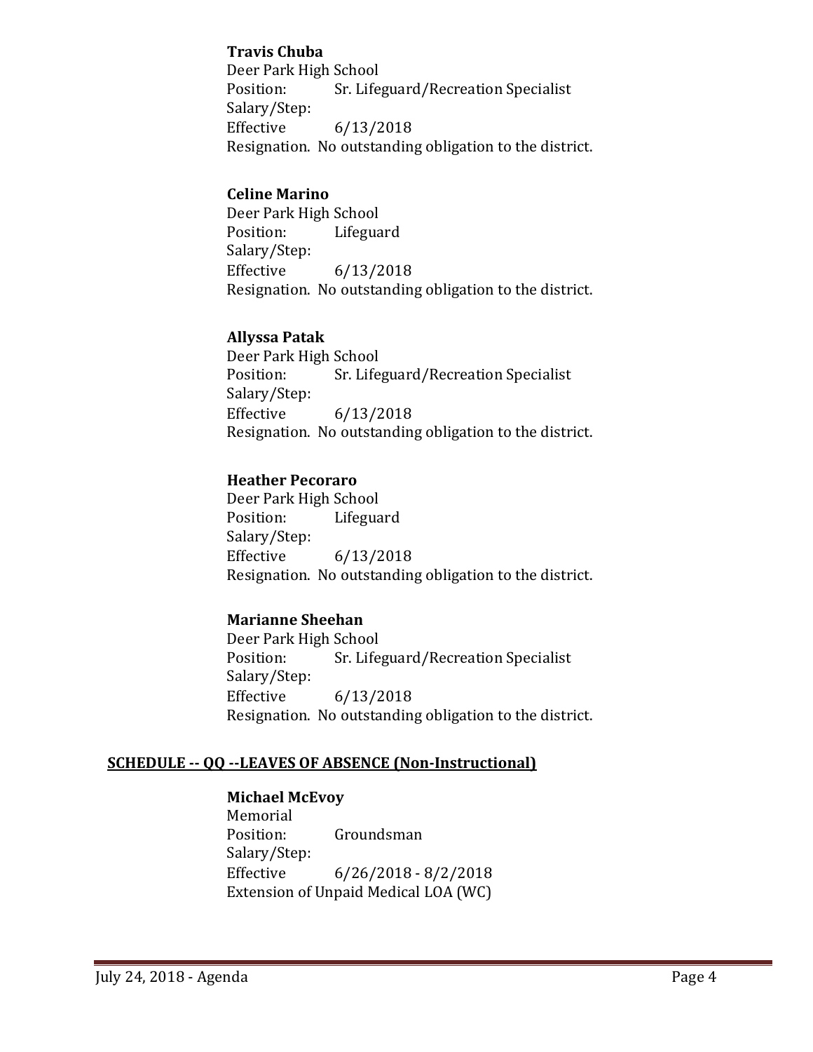**Travis Chuba**
Deer Park High School
Position: Sr. Lifeguard/Recreation Specialist
Salary/Step:
Effective 6/13/2018
Resignation. No outstanding obligation to the district.

**Celine Marino**
Deer Park High School
Position: Lifeguard
Salary/Step:
Effective 6/13/2018
Resignation. No outstanding obligation to the district.

**Allyssa Patak**
Deer Park High School
Position: Sr. Lifeguard/Recreation Specialist
Salary/Step:
Effective 6/13/2018
Resignation. No outstanding obligation to the district.

**Heather Pecoraro**
Deer Park High School
Position: Lifeguard
Salary/Step:
Effective 6/13/2018
Resignation. No outstanding obligation to the district.

**Marianne Sheehan**
Deer Park High School
Position: Sr. Lifeguard/Recreation Specialist
Salary/Step:
Effective 6/13/2018
Resignation. No outstanding obligation to the district.

## SCHEDULE -- QQ --LEAVES OF ABSENCE (Non-Instructional)

**Michael McEvoy**
Memorial
Position: Groundsman
Salary/Step:
Effective 6/26/2018 - 8/2/2018
Extension of Unpaid Medical LOA (WC)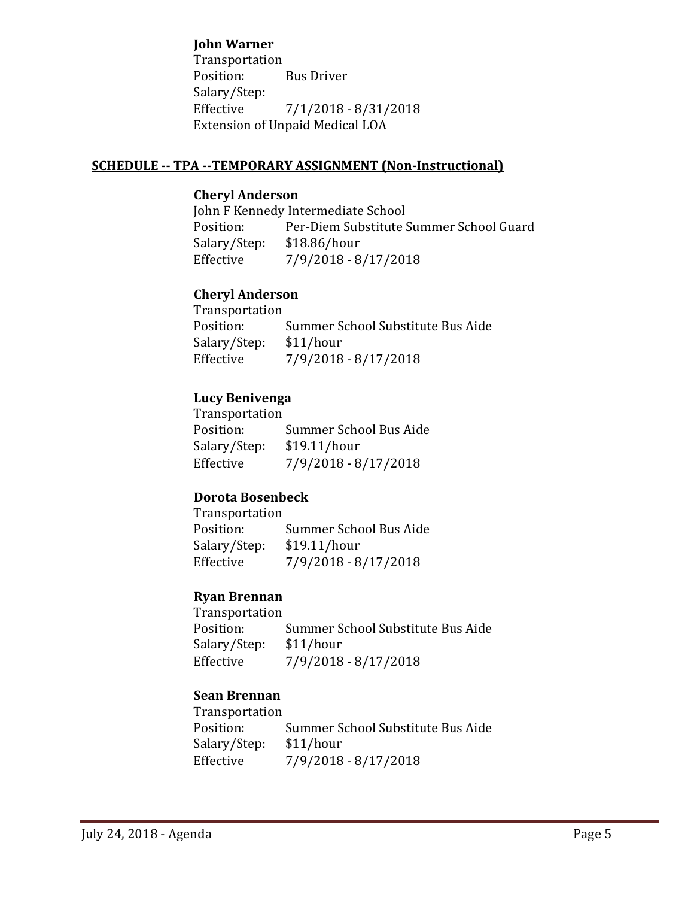**John Warner**
Transportation
Position: Bus Driver
Salary/Step:
Effective 7/1/2018 - 8/31/2018
Extension of Unpaid Medical LOA

**SCHEDULE -- TPA --TEMPORARY ASSIGNMENT (Non-Instructional)**

**Cheryl Anderson**
John F Kennedy Intermediate School
Position: Per-Diem Substitute Summer School Guard
Salary/Step: $18.86/hour
Effective 7/9/2018 - 8/17/2018

**Cheryl Anderson**
Transportation
Position: Summer School Substitute Bus Aide
Salary/Step: $11/hour
Effective 7/9/2018 - 8/17/2018

**Lucy Benivenga**
Transportation
Position: Summer School Bus Aide
Salary/Step: $19.11/hour
Effective 7/9/2018 - 8/17/2018

**Dorota Bosenbeck**
Transportation
Position: Summer School Bus Aide
Salary/Step: $19.11/hour
Effective 7/9/2018 - 8/17/2018

**Ryan Brennan**
Transportation
Position: Summer School Substitute Bus Aide
Salary/Step: $11/hour
Effective 7/9/2018 - 8/17/2018

**Sean Brennan**
Transportation
Position: Summer School Substitute Bus Aide
Salary/Step: $11/hour
Effective 7/9/2018 - 8/17/2018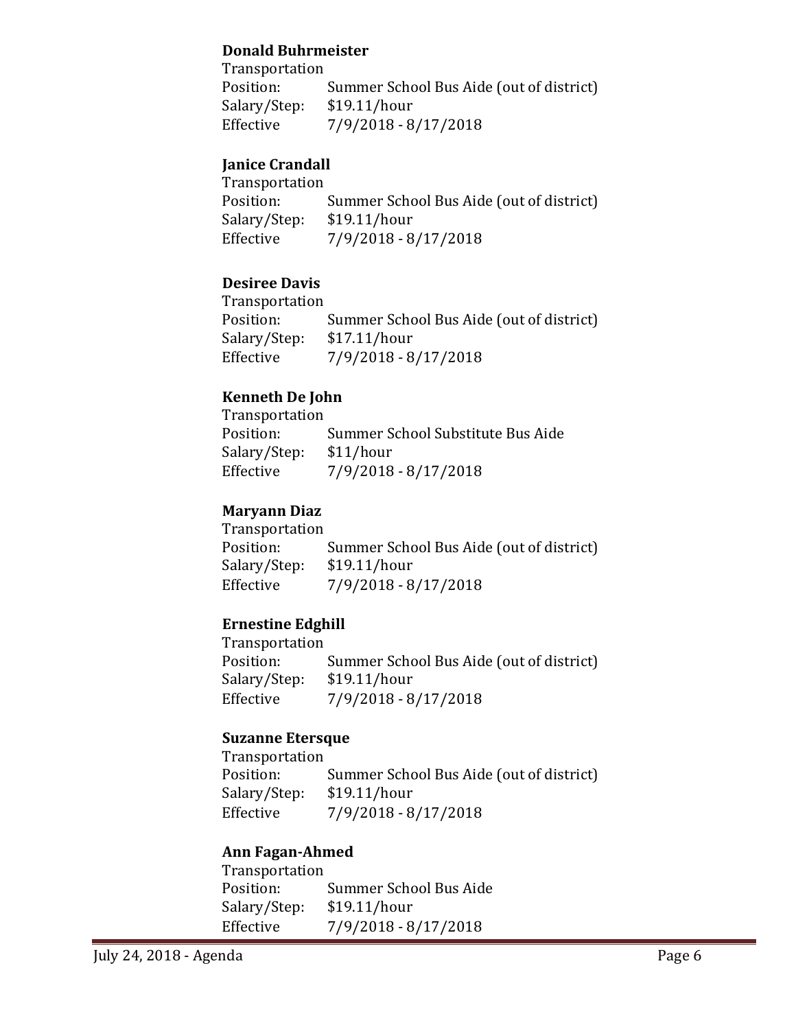**Donald Buhrmeister**
Transportation
Position: Summer School Bus Aide (out of district)
Salary/Step: $19.11/hour
Effective 7/9/2018 - 8/17/2018

**Janice Crandall**
Transportation
Position: Summer School Bus Aide (out of district)
Salary/Step: $19.11/hour
Effective 7/9/2018 - 8/17/2018

**Desiree Davis**
Transportation
Position: Summer School Bus Aide (out of district)
Salary/Step: $17.11/hour
Effective 7/9/2018 - 8/17/2018

**Kenneth De John**
Transportation
Position: Summer School Substitute Bus Aide
Salary/Step: $11/hour
Effective 7/9/2018 - 8/17/2018

**Maryann Diaz**
Transportation
Position: Summer School Bus Aide (out of district)
Salary/Step: $19.11/hour
Effective 7/9/2018 - 8/17/2018

**Ernestine Edghill**
Transportation
Position: Summer School Bus Aide (out of district)
Salary/Step: $19.11/hour
Effective 7/9/2018 - 8/17/2018

**Suzanne Etersque**
Transportation
Position: Summer School Bus Aide (out of district)
Salary/Step: $19.11/hour
Effective 7/9/2018 - 8/17/2018

**Ann Fagan-Ahmed**
Transportation
Position: Summer School Bus Aide
Salary/Step: $19.11/hour
Effective 7/9/2018 - 8/17/2018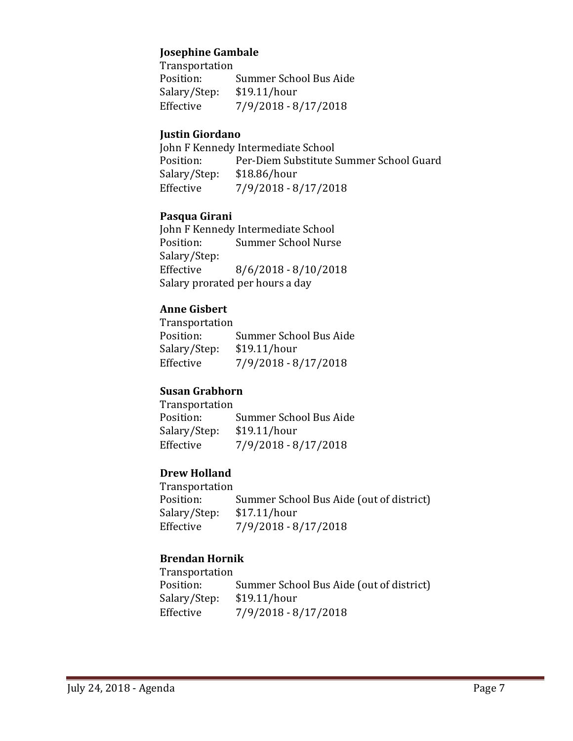**Josephine Gambale**
Transportation
Position: Summer School Bus Aide
Salary/Step: $19.11/hour
Effective 7/9/2018 - 8/17/2018

**Justin Giordano**
John F Kennedy Intermediate School
Position: Per-Diem Substitute Summer School Guard
Salary/Step: $18.86/hour
Effective 7/9/2018 - 8/17/2018

**Pasqua Girani**
John F Kennedy Intermediate School
Position: Summer School Nurse
Salary/Step:
Effective 8/6/2018 - 8/10/2018
Salary prorated per hours a day

**Anne Gisbert**
Transportation
Position: Summer School Bus Aide
Salary/Step: $19.11/hour
Effective 7/9/2018 - 8/17/2018

**Susan Grabhorn**
Transportation
Position: Summer School Bus Aide
Salary/Step: $19.11/hour
Effective 7/9/2018 - 8/17/2018

**Drew Holland**
Transportation
Position: Summer School Bus Aide (out of district)
Salary/Step: $17.11/hour
Effective 7/9/2018 - 8/17/2018

**Brendan Hornik**
Transportation
Position: Summer School Bus Aide (out of district)
Salary/Step: $19.11/hour
Effective 7/9/2018 - 8/17/2018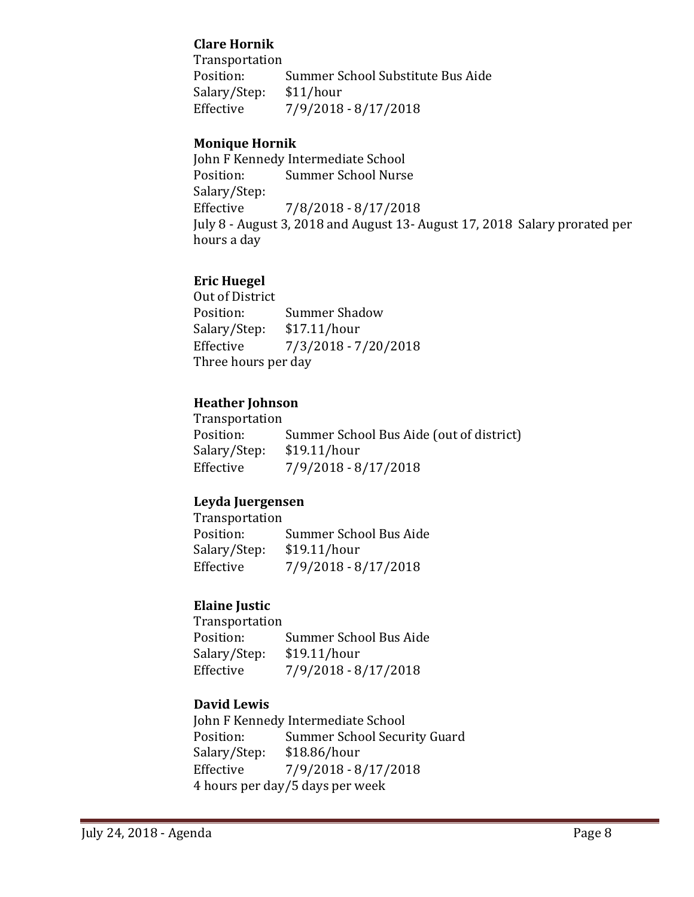**Clare Hornik**
Transportation
Position: Summer School Substitute Bus Aide
Salary/Step: $11/hour
Effective 7/9/2018 - 8/17/2018

**Monique Hornik**
John F Kennedy Intermediate School
Position: Summer School Nurse
Salary/Step:
Effective 7/8/2018 - 8/17/2018
July 8 - August 3, 2018 and August 13- August 17, 2018 Salary prorated per hours a day

**Eric Huegel**
Out of District
Position: Summer Shadow
Salary/Step: $17.11/hour
Effective 7/3/2018 - 7/20/2018
Three hours per day

**Heather Johnson**
Transportation
Position: Summer School Bus Aide (out of district)
Salary/Step: $19.11/hour
Effective 7/9/2018 - 8/17/2018

**Leyda Juergensen**
Transportation
Position: Summer School Bus Aide
Salary/Step: $19.11/hour
Effective 7/9/2018 - 8/17/2018

**Elaine Justic**
Transportation
Position: Summer School Bus Aide
Salary/Step: $19.11/hour
Effective 7/9/2018 - 8/17/2018

**David Lewis**
John F Kennedy Intermediate School
Position: Summer School Security Guard
Salary/Step: $18.86/hour
Effective 7/9/2018 - 8/17/2018
4 hours per day/5 days per week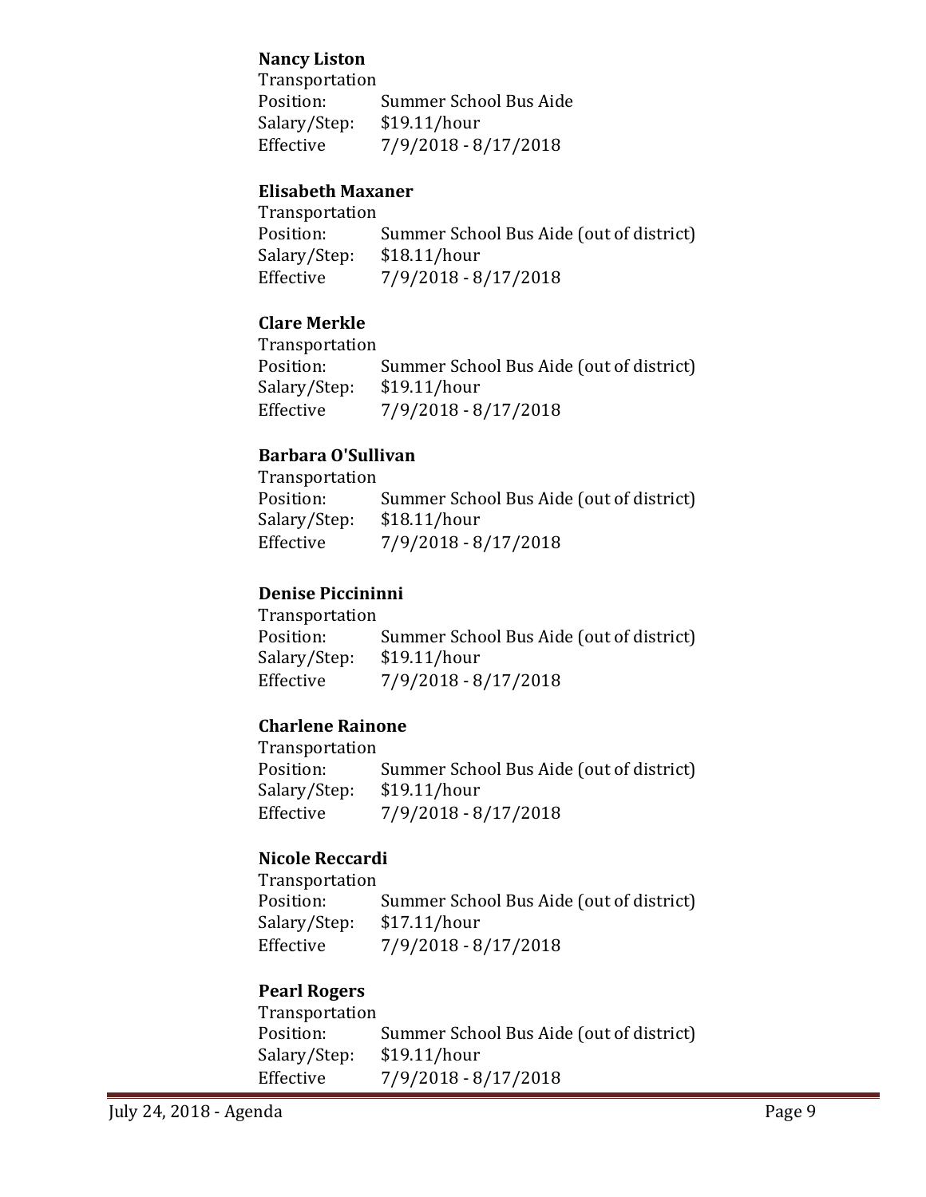**Nancy Liston**
Transportation
Position: Summer School Bus Aide
Salary/Step: $19.11/hour
Effective 7/9/2018 - 8/17/2018

**Elisabeth Maxaner**
Transportation
Position: Summer School Bus Aide (out of district)
Salary/Step: $18.11/hour
Effective 7/9/2018 - 8/17/2018

**Clare Merkle**
Transportation
Position: Summer School Bus Aide (out of district)
Salary/Step: $19.11/hour
Effective 7/9/2018 - 8/17/2018

**Barbara O'Sullivan**
Transportation
Position: Summer School Bus Aide (out of district)
Salary/Step: $18.11/hour
Effective 7/9/2018 - 8/17/2018

**Denise Piccininni**
Transportation
Position: Summer School Bus Aide (out of district)
Salary/Step: $19.11/hour
Effective 7/9/2018 - 8/17/2018

**Charlene Rainone**
Transportation
Position: Summer School Bus Aide (out of district)
Salary/Step: $19.11/hour
Effective 7/9/2018 - 8/17/2018

**Nicole Reccardi**
Transportation
Position: Summer School Bus Aide (out of district)
Salary/Step: $17.11/hour
Effective 7/9/2018 - 8/17/2018

**Pearl Rogers**
Transportation
Position: Summer School Bus Aide (out of district)
Salary/Step: $19.11/hour
Effective 7/9/2018 - 8/17/2018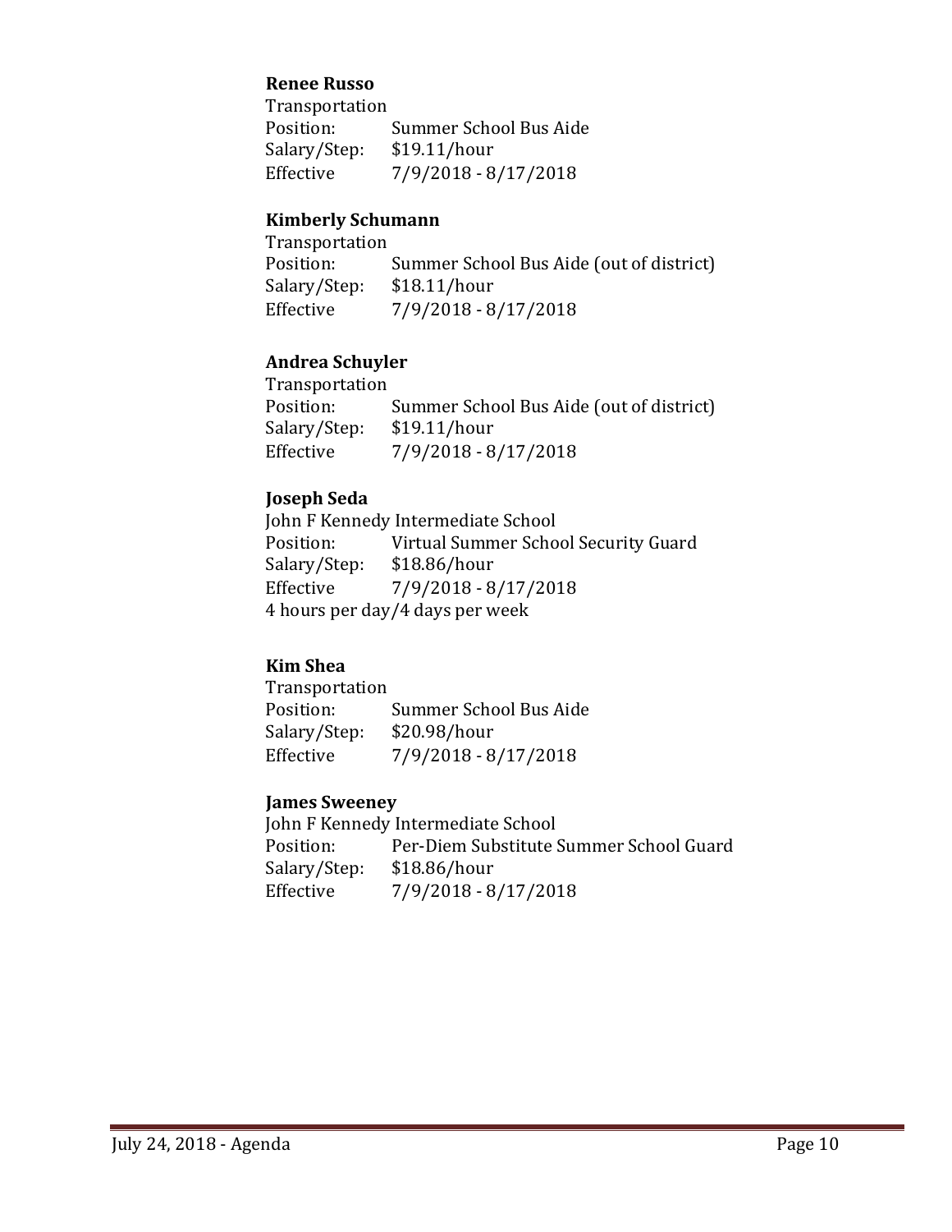**Renee Russo**

Transportation
Position: Summer School Bus Aide
Salary/Step: $19.11/hour
Effective 7/9/2018 - 8/17/2018

**Kimberly Schumann**

Transportation
Position: Summer School Bus Aide (out of district)
Salary/Step: $18.11/hour
Effective 7/9/2018 - 8/17/2018

**Andrea Schuyler**

Transportation
Position: Summer School Bus Aide (out of district)
Salary/Step: $19.11/hour
Effective 7/9/2018 - 8/17/2018

**Joseph Seda**

John F Kennedy Intermediate School
Position: Virtual Summer School Security Guard
Salary/Step: $18.86/hour
Effective 7/9/2018 - 8/17/2018
4 hours per day/4 days per week

**Kim Shea**

Transportation
Position: Summer School Bus Aide
Salary/Step: $20.98/hour
Effective 7/9/2018 - 8/17/2018

**James Sweeney**

John F Kennedy Intermediate School
Position: Per-Diem Substitute Summer School Guard
Salary/Step: $18.86/hour
Effective 7/9/2018 - 8/17/2018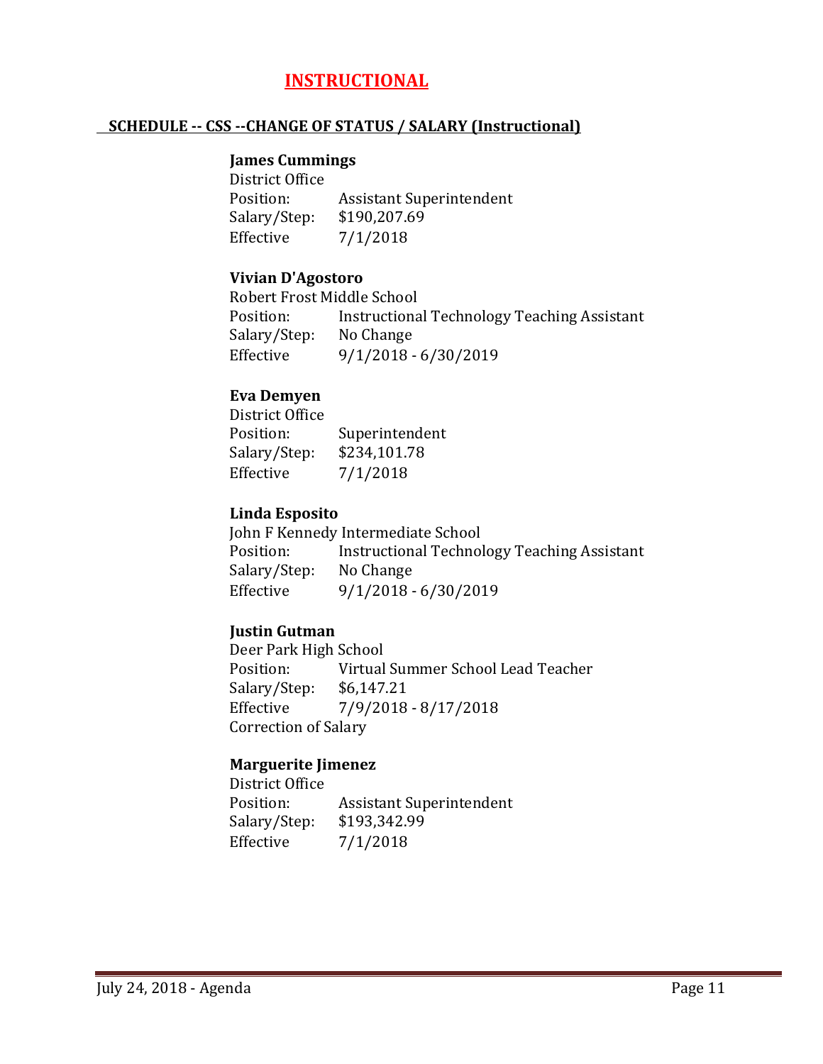# INSTRUCTIONAL

## SCHEDULE -- CSS --CHANGE OF STATUS / SALARY (Instructional)

**James Cummings**
District Office
Position: Assistant Superintendent
Salary/Step: $190,207.69
Effective 7/1/2018

**Vivian D'Agostoro**
Robert Frost Middle School
Position: Instructional Technology Teaching Assistant
Salary/Step: No Change
Effective 9/1/2018 - 6/30/2019

**Eva Demyen**
District Office
Position: Superintendent
Salary/Step: $234,101.78
Effective 7/1/2018

**Linda Esposito**
John F Kennedy Intermediate School
Position: Instructional Technology Teaching Assistant
Salary/Step: No Change
Effective 9/1/2018 - 6/30/2019

**Justin Gutman**
Deer Park High School
Position: Virtual Summer School Lead Teacher
Salary/Step: $6,147.21
Effective 7/9/2018 - 8/17/2018
Correction of Salary

**Marguerite Jimenez**
District Office
Position: Assistant Superintendent
Salary/Step: $193,342.99
Effective 7/1/2018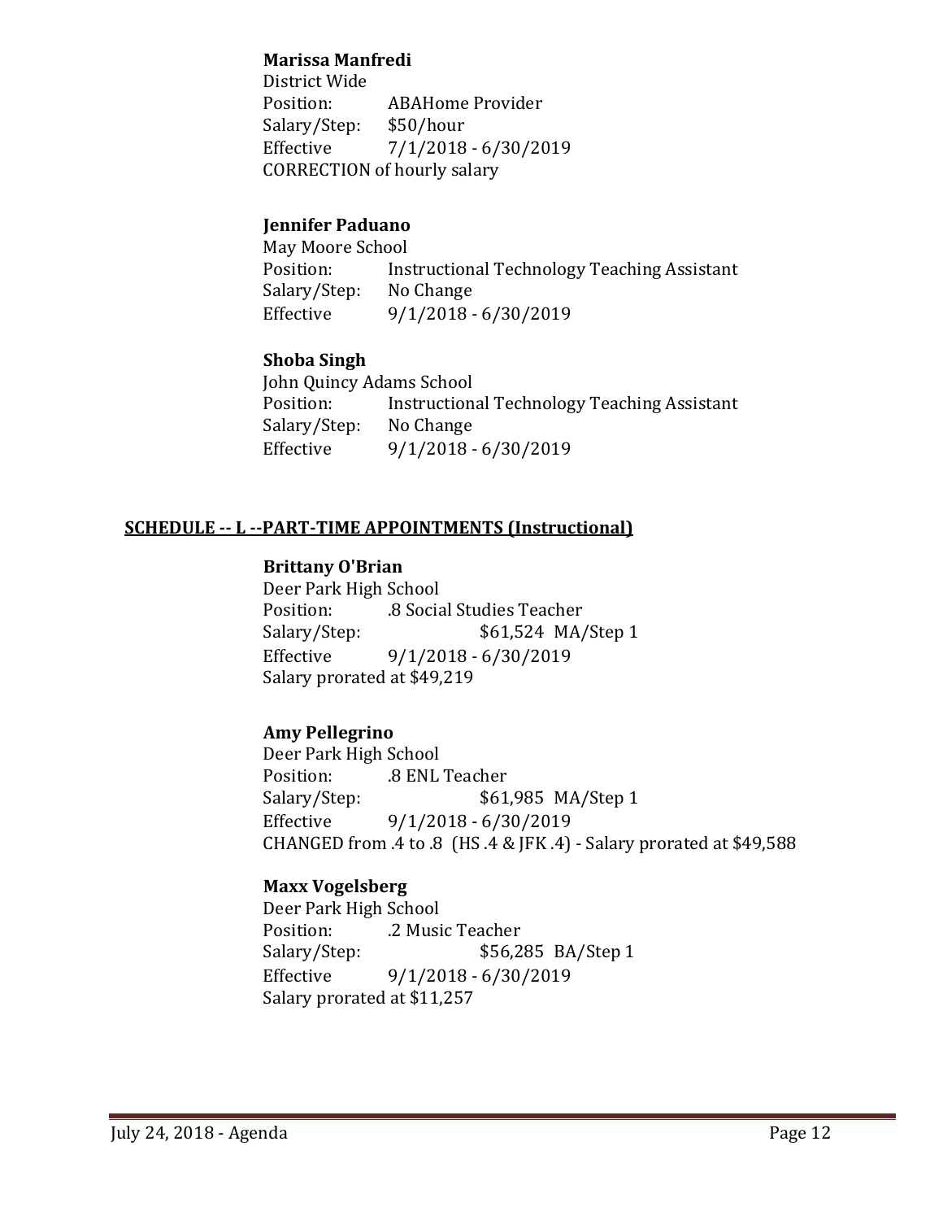**Marissa Manfredi**
District Wide
Position: ABAHome Provider
Salary/Step: $50/hour
Effective 7/1/2018 - 6/30/2019
CORRECTION of hourly salary

**Jennifer Paduano**
May Moore School
Position: Instructional Technology Teaching Assistant
Salary/Step: No Change
Effective 9/1/2018 - 6/30/2019

**Shoba Singh**
John Quincy Adams School
Position: Instructional Technology Teaching Assistant
Salary/Step: No Change
Effective 9/1/2018 - 6/30/2019

## SCHEDULE -- L --PART-TIME APPOINTMENTS (Instructional)

**Brittany O'Brian**
Deer Park High School
Position: .8 Social Studies Teacher
Salary/Step: $61,524 MA/Step 1
Effective 9/1/2018 - 6/30/2019
Salary prorated at $49,219

**Amy Pellegrino**
Deer Park High School
Position: .8 ENL Teacher
Salary/Step: $61,985 MA/Step 1
Effective 9/1/2018 - 6/30/2019
CHANGED from .4 to .8 (HS .4 & JFK .4) - Salary prorated at $49,588

**Maxx Vogelsberg**
Deer Park High School
Position: .2 Music Teacher
Salary/Step: $56,285 BA/Step 1
Effective 9/1/2018 - 6/30/2019
Salary prorated at $11,257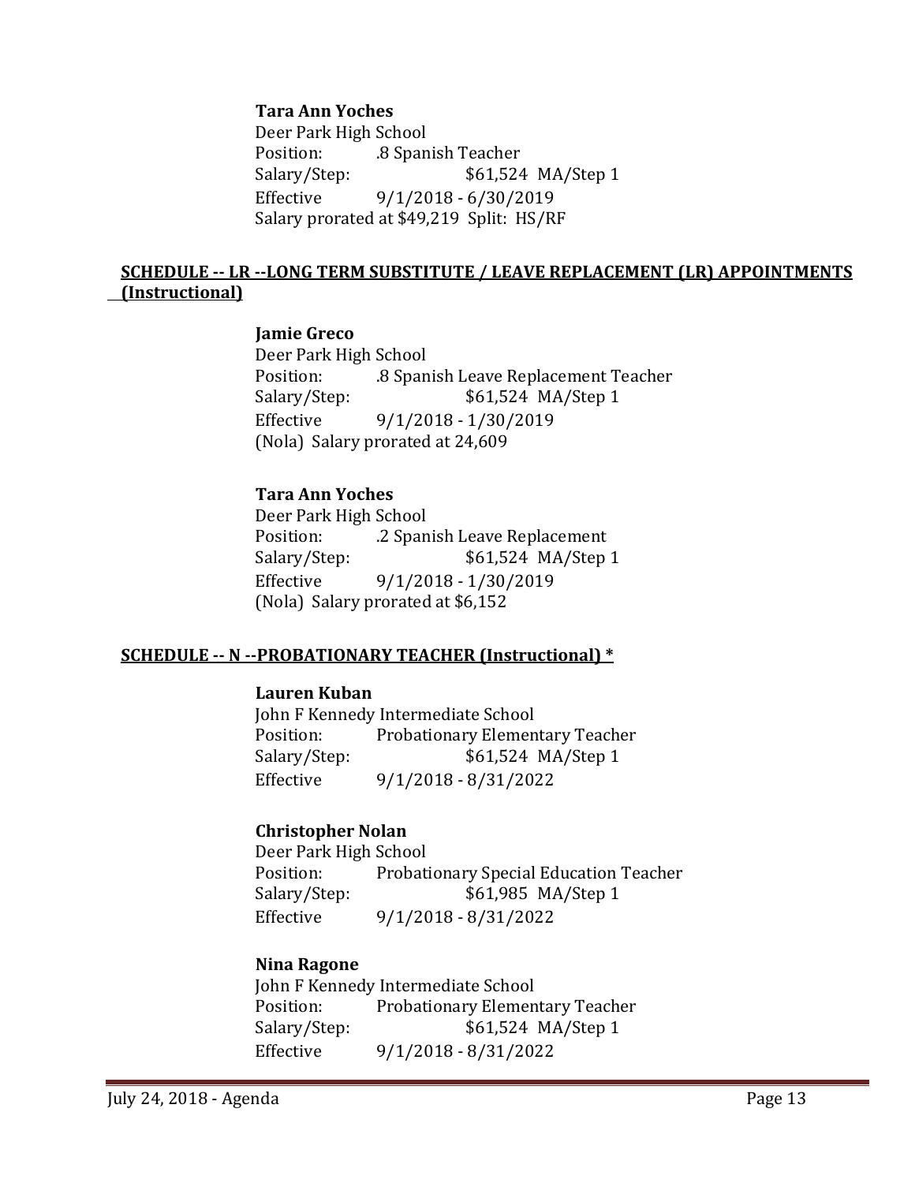**Tara Ann Yoches**
Deer Park High School
Position: .8 Spanish Teacher
Salary/Step: $61,524 MA/Step 1
Effective 9/1/2018 - 6/30/2019
Salary prorated at $49,219 Split: HS/RF

**SCHEDULE -- LR --LONG TERM SUBSTITUTE / LEAVE REPLACEMENT (LR) APPOINTMENTS (Instructional)**

**Jamie Greco**
Deer Park High School
Position: .8 Spanish Leave Replacement Teacher
Salary/Step: $61,524 MA/Step 1
Effective 9/1/2018 - 1/30/2019
(Nola) Salary prorated at 24,609

**Tara Ann Yoches**
Deer Park High School
Position: .2 Spanish Leave Replacement
Salary/Step: $61,524 MA/Step 1
Effective 9/1/2018 - 1/30/2019
(Nola) Salary prorated at $6,152

**SCHEDULE -- N --PROBATIONARY TEACHER (Instructional) ***

**Lauren Kuban**
John F Kennedy Intermediate School
Position: Probationary Elementary Teacher
Salary/Step: $61,524 MA/Step 1
Effective 9/1/2018 - 8/31/2022

**Christopher Nolan**
Deer Park High School
Position: Probationary Special Education Teacher
Salary/Step: $61,985 MA/Step 1
Effective 9/1/2018 - 8/31/2022

**Nina Ragone**
John F Kennedy Intermediate School
Position: Probationary Elementary Teacher
Salary/Step: $61,524 MA/Step 1
Effective 9/1/2018 - 8/31/2022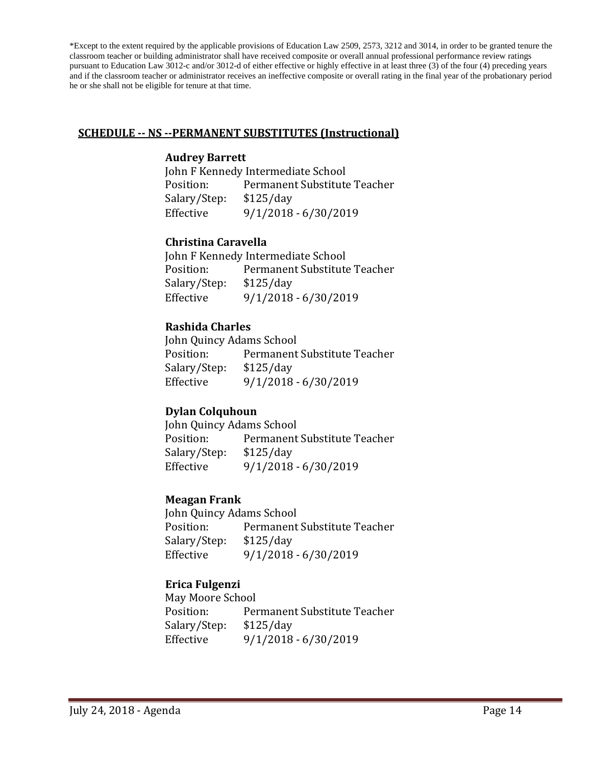*Except to the extent required by the applicable provisions of Education Law 2509, 2573, 3212 and 3014, in order to be granted tenure the classroom teacher or building administrator shall have received composite or overall annual professional performance review ratings pursuant to Education Law 3012-c and/or 3012-d of either effective or highly effective in at least three (3) of the four (4) preceding years and if the classroom teacher or administrator receives an ineffective composite or overall rating in the final year of the probationary period he or she shall not be eligible for tenure at that time.

## SCHEDULE -- NS --PERMANENT SUBSTITUTES (Instructional)

**Audrey Barrett**
John F Kennedy Intermediate School
Position: Permanent Substitute Teacher
Salary/Step: $125/day
Effective 9/1/2018 - 6/30/2019

**Christina Caravella**
John F Kennedy Intermediate School
Position: Permanent Substitute Teacher
Salary/Step: $125/day
Effective 9/1/2018 - 6/30/2019

**Rashida Charles**
John Quincy Adams School
Position: Permanent Substitute Teacher
Salary/Step: $125/day
Effective 9/1/2018 - 6/30/2019

**Dylan Colquhoun**
John Quincy Adams School
Position: Permanent Substitute Teacher
Salary/Step: $125/day
Effective 9/1/2018 - 6/30/2019

**Meagan Frank**
John Quincy Adams School
Position: Permanent Substitute Teacher
Salary/Step: $125/day
Effective 9/1/2018 - 6/30/2019

**Erica Fulgenzi**
May Moore School
Position: Permanent Substitute Teacher
Salary/Step: $125/day
Effective 9/1/2018 - 6/30/2019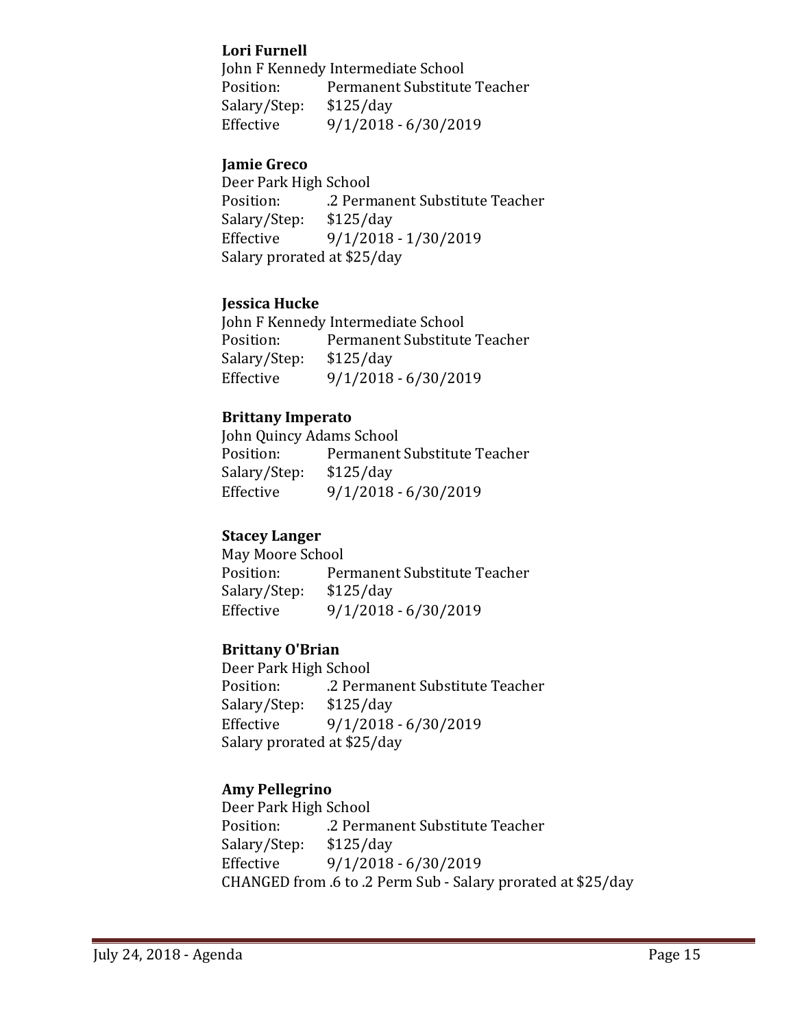**Lori Furnell**
John F Kennedy Intermediate School
Position: Permanent Substitute Teacher
Salary/Step: $125/day
Effective 9/1/2018 - 6/30/2019

**Jamie Greco**
Deer Park High School
Position: .2 Permanent Substitute Teacher
Salary/Step: $125/day
Effective 9/1/2018 - 1/30/2019
Salary prorated at $25/day

**Jessica Hucke**
John F Kennedy Intermediate School
Position: Permanent Substitute Teacher
Salary/Step: $125/day
Effective 9/1/2018 - 6/30/2019

**Brittany Imperato**
John Quincy Adams School
Position: Permanent Substitute Teacher
Salary/Step: $125/day
Effective 9/1/2018 - 6/30/2019

**Stacey Langer**
May Moore School
Position: Permanent Substitute Teacher
Salary/Step: $125/day
Effective 9/1/2018 - 6/30/2019

**Brittany O'Brian**
Deer Park High School
Position: .2 Permanent Substitute Teacher
Salary/Step: $125/day
Effective 9/1/2018 - 6/30/2019
Salary prorated at $25/day

**Amy Pellegrino**
Deer Park High School
Position: .2 Permanent Substitute Teacher
Salary/Step: $125/day
Effective 9/1/2018 - 6/30/2019
CHANGED from .6 to .2 Perm Sub - Salary prorated at $25/day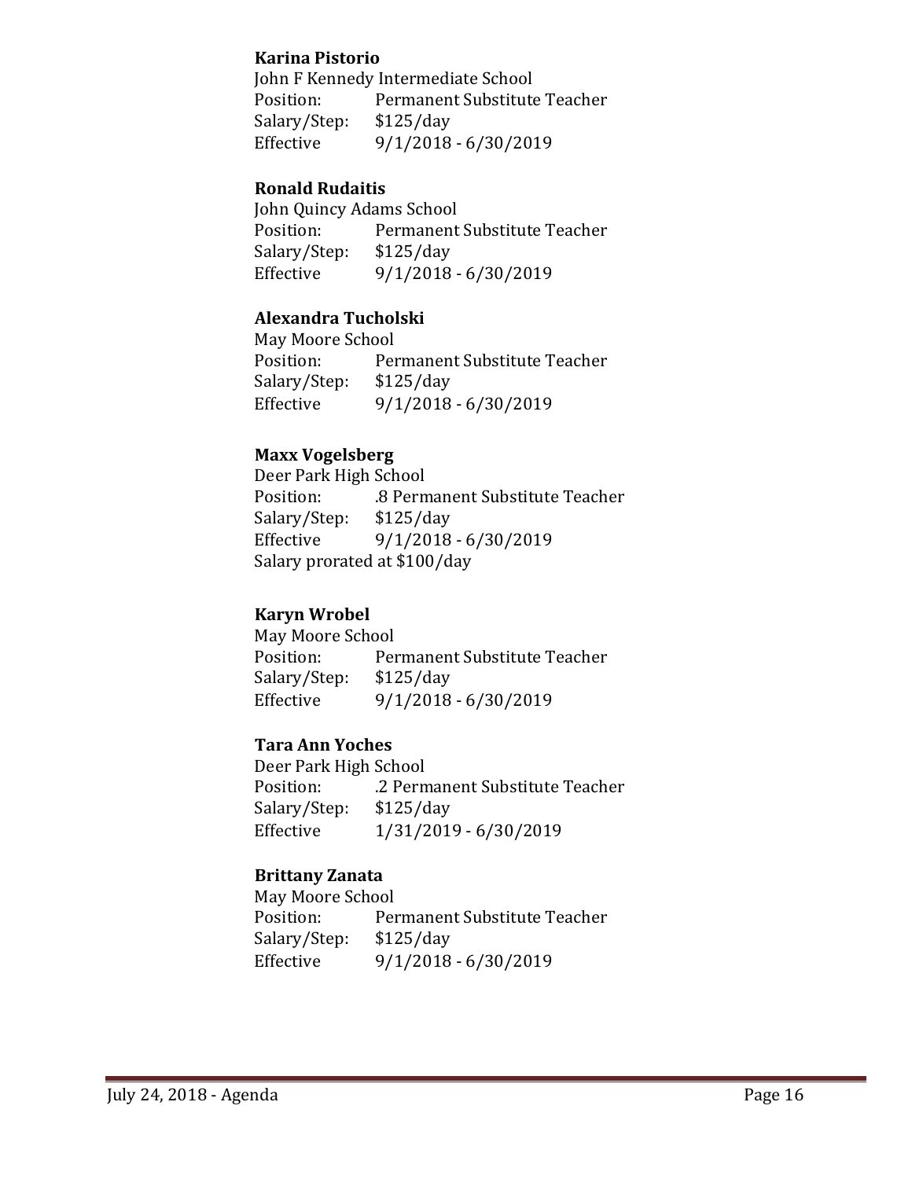**Karina Pistorio**
John F Kennedy Intermediate School
Position: Permanent Substitute Teacher
Salary/Step: $125/day
Effective 9/1/2018 - 6/30/2019

**Ronald Rudaitis**
John Quincy Adams School
Position: Permanent Substitute Teacher
Salary/Step: $125/day
Effective 9/1/2018 - 6/30/2019

**Alexandra Tucholski**
May Moore School
Position: Permanent Substitute Teacher
Salary/Step: $125/day
Effective 9/1/2018 - 6/30/2019

**Maxx Vogelsberg**
Deer Park High School
Position: .8 Permanent Substitute Teacher
Salary/Step: $125/day
Effective 9/1/2018 - 6/30/2019
Salary prorated at $100/day

**Karyn Wrobel**
May Moore School
Position: Permanent Substitute Teacher
Salary/Step: $125/day
Effective 9/1/2018 - 6/30/2019

**Tara Ann Yoches**
Deer Park High School
Position: .2 Permanent Substitute Teacher
Salary/Step: $125/day
Effective 1/31/2019 - 6/30/2019

**Brittany Zanata**
May Moore School
Position: Permanent Substitute Teacher
Salary/Step: $125/day
Effective 9/1/2018 - 6/30/2019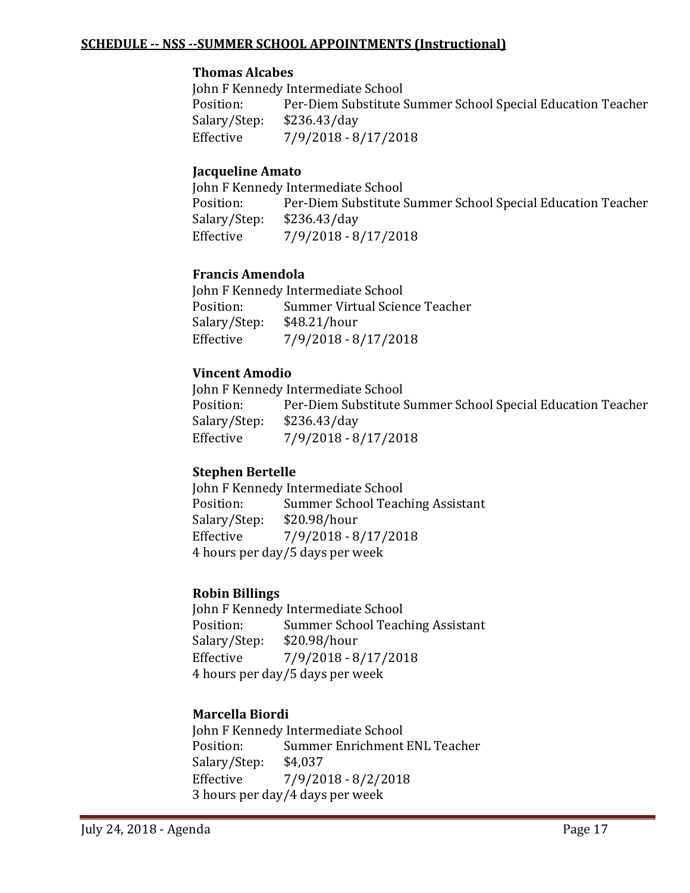**SCHEDULE -- NSS --SUMMER SCHOOL APPOINTMENTS (Instructional)**

**Thomas Alcabes**
John F Kennedy Intermediate School
Position: Per-Diem Substitute Summer School Special Education Teacher
Salary/Step: $236.43/day
Effective 7/9/2018 - 8/17/2018

**Jacqueline Amato**
John F Kennedy Intermediate School
Position: Per-Diem Substitute Summer School Special Education Teacher
Salary/Step: $236.43/day
Effective 7/9/2018 - 8/17/2018

**Francis Amendola**
John F Kennedy Intermediate School
Position: Summer Virtual Science Teacher
Salary/Step: $48.21/hour
Effective 7/9/2018 - 8/17/2018

**Vincent Amodio**
John F Kennedy Intermediate School
Position: Per-Diem Substitute Summer School Special Education Teacher
Salary/Step: $236.43/day
Effective 7/9/2018 - 8/17/2018

**Stephen Bertelle**
John F Kennedy Intermediate School
Position: Summer School Teaching Assistant
Salary/Step: $20.98/hour
Effective 7/9/2018 - 8/17/2018
4 hours per day/5 days per week

**Robin Billings**
John F Kennedy Intermediate School
Position: Summer School Teaching Assistant
Salary/Step: $20.98/hour
Effective 7/9/2018 - 8/17/2018
4 hours per day/5 days per week

**Marcella Biordi**
John F Kennedy Intermediate School
Position: Summer Enrichment ENL Teacher
Salary/Step: $4,037
Effective 7/9/2018 - 8/2/2018
3 hours per day/4 days per week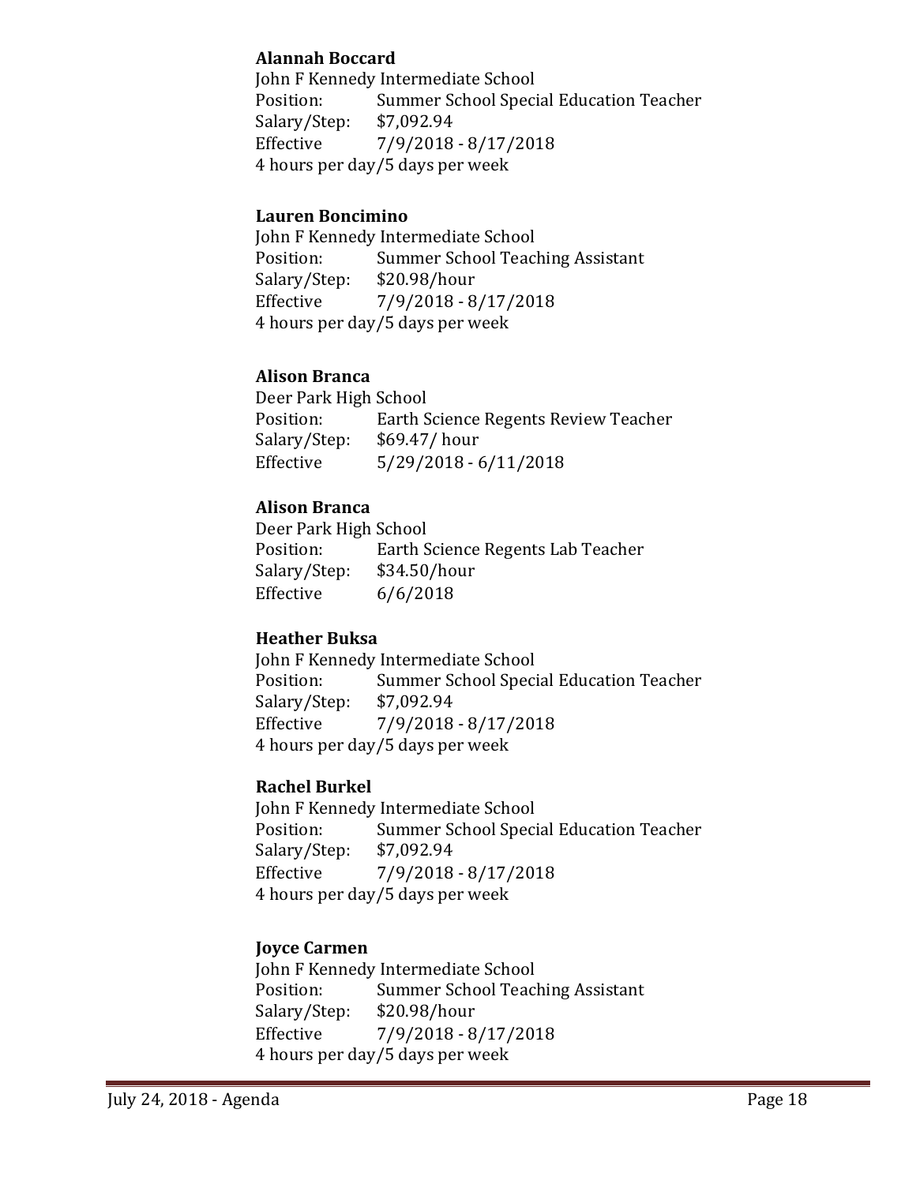**Alannah Boccard**
John F Kennedy Intermediate School
Position: Summer School Special Education Teacher
Salary/Step: $7,092.94
Effective 7/9/2018 - 8/17/2018
4 hours per day/5 days per week

**Lauren Boncimino**
John F Kennedy Intermediate School
Position: Summer School Teaching Assistant
Salary/Step: $20.98/hour
Effective 7/9/2018 - 8/17/2018
4 hours per day/5 days per week

**Alison Branca**
Deer Park High School
Position: Earth Science Regents Review Teacher
Salary/Step: $69.47/ hour
Effective 5/29/2018 - 6/11/2018

**Alison Branca**
Deer Park High School
Position: Earth Science Regents Lab Teacher
Salary/Step: $34.50/hour
Effective 6/6/2018

**Heather Buksa**
John F Kennedy Intermediate School
Position: Summer School Special Education Teacher
Salary/Step: $7,092.94
Effective 7/9/2018 - 8/17/2018
4 hours per day/5 days per week

**Rachel Burkel**
John F Kennedy Intermediate School
Position: Summer School Special Education Teacher
Salary/Step: $7,092.94
Effective 7/9/2018 - 8/17/2018
4 hours per day/5 days per week

**Joyce Carmen**
John F Kennedy Intermediate School
Position: Summer School Teaching Assistant
Salary/Step: $20.98/hour
Effective 7/9/2018 - 8/17/2018
4 hours per day/5 days per week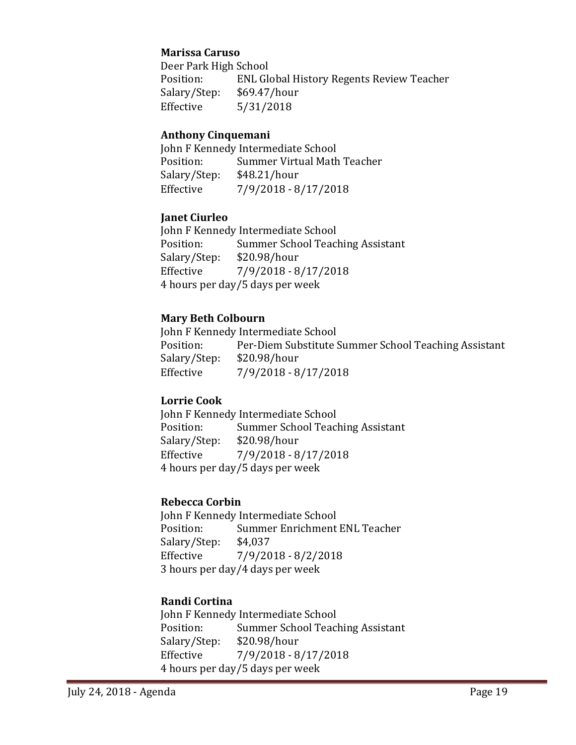**Marissa Caruso**

Deer Park High School
Position: ENL Global History Regents Review Teacher
Salary/Step: $69.47/hour
Effective 5/31/2018

**Anthony Cinquemani**

John F Kennedy Intermediate School
Position: Summer Virtual Math Teacher
Salary/Step: $48.21/hour
Effective 7/9/2018 - 8/17/2018

**Janet Ciurleo**

John F Kennedy Intermediate School
Position: Summer School Teaching Assistant
Salary/Step: $20.98/hour
Effective 7/9/2018 - 8/17/2018
4 hours per day/5 days per week

**Mary Beth Colbourn**

John F Kennedy Intermediate School
Position: Per-Diem Substitute Summer School Teaching Assistant
Salary/Step: $20.98/hour
Effective 7/9/2018 - 8/17/2018

**Lorrie Cook**

John F Kennedy Intermediate School
Position: Summer School Teaching Assistant
Salary/Step: $20.98/hour
Effective 7/9/2018 - 8/17/2018
4 hours per day/5 days per week

**Rebecca Corbin**

John F Kennedy Intermediate School
Position: Summer Enrichment ENL Teacher
Salary/Step: $4,037
Effective 7/9/2018 - 8/2/2018
3 hours per day/4 days per week

**Randi Cortina**

John F Kennedy Intermediate School
Position: Summer School Teaching Assistant
Salary/Step: $20.98/hour
Effective 7/9/2018 - 8/17/2018
4 hours per day/5 days per week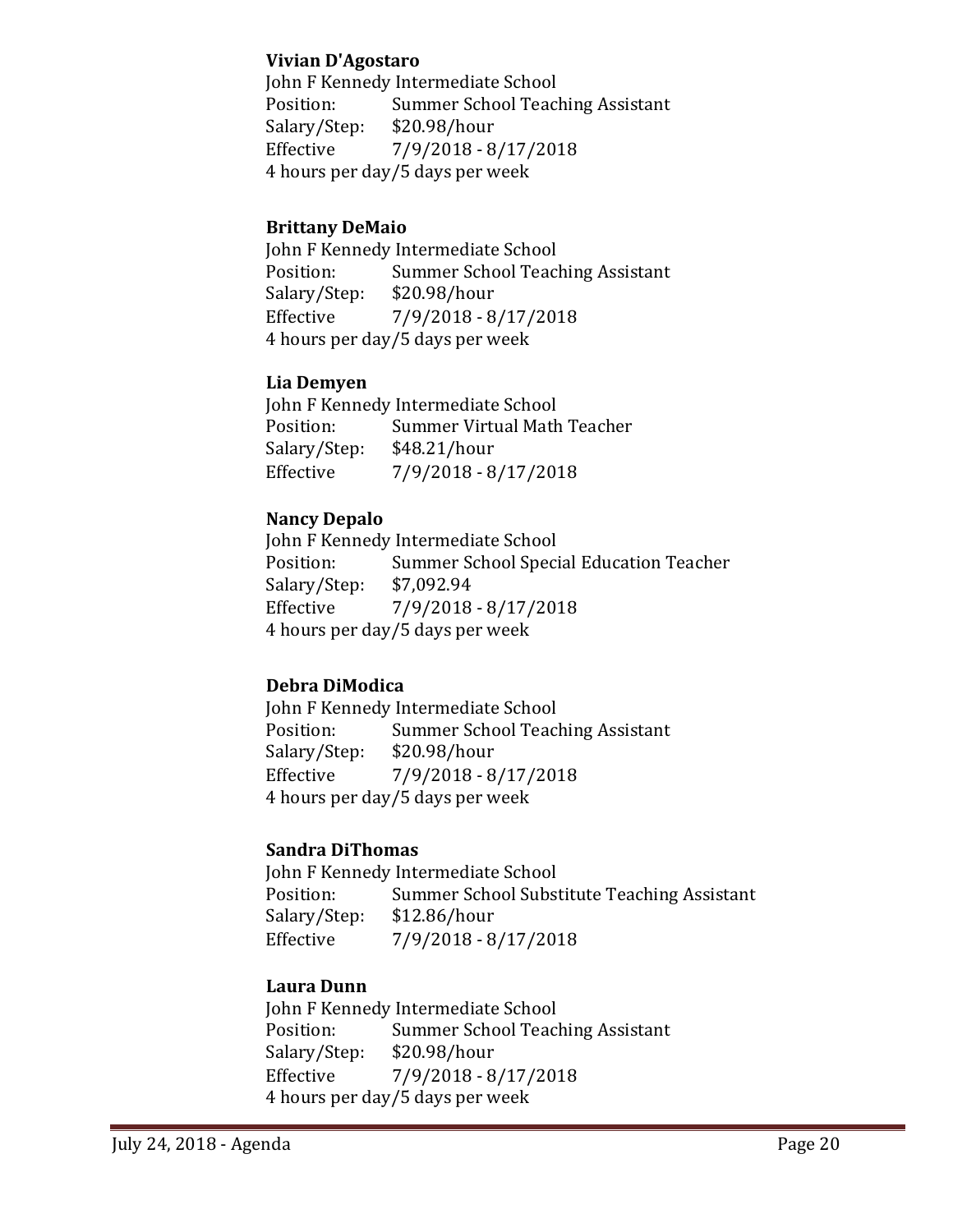**Vivian D'Agostaro**
John F Kennedy Intermediate School
Position: Summer School Teaching Assistant
Salary/Step: $20.98/hour
Effective 7/9/2018 - 8/17/2018
4 hours per day/5 days per week

**Brittany DeMaio**
John F Kennedy Intermediate School
Position: Summer School Teaching Assistant
Salary/Step: $20.98/hour
Effective 7/9/2018 - 8/17/2018
4 hours per day/5 days per week

**Lia Demyen**
John F Kennedy Intermediate School
Position: Summer Virtual Math Teacher
Salary/Step: $48.21/hour
Effective 7/9/2018 - 8/17/2018

**Nancy Depalo**
John F Kennedy Intermediate School
Position: Summer School Special Education Teacher
Salary/Step: $7,092.94
Effective 7/9/2018 - 8/17/2018
4 hours per day/5 days per week

**Debra DiModica**
John F Kennedy Intermediate School
Position: Summer School Teaching Assistant
Salary/Step: $20.98/hour
Effective 7/9/2018 - 8/17/2018
4 hours per day/5 days per week

**Sandra DiThomas**
John F Kennedy Intermediate School
Position: Summer School Substitute Teaching Assistant
Salary/Step: $12.86/hour
Effective 7/9/2018 - 8/17/2018

**Laura Dunn**
John F Kennedy Intermediate School
Position: Summer School Teaching Assistant
Salary/Step: $20.98/hour
Effective 7/9/2018 - 8/17/2018
4 hours per day/5 days per week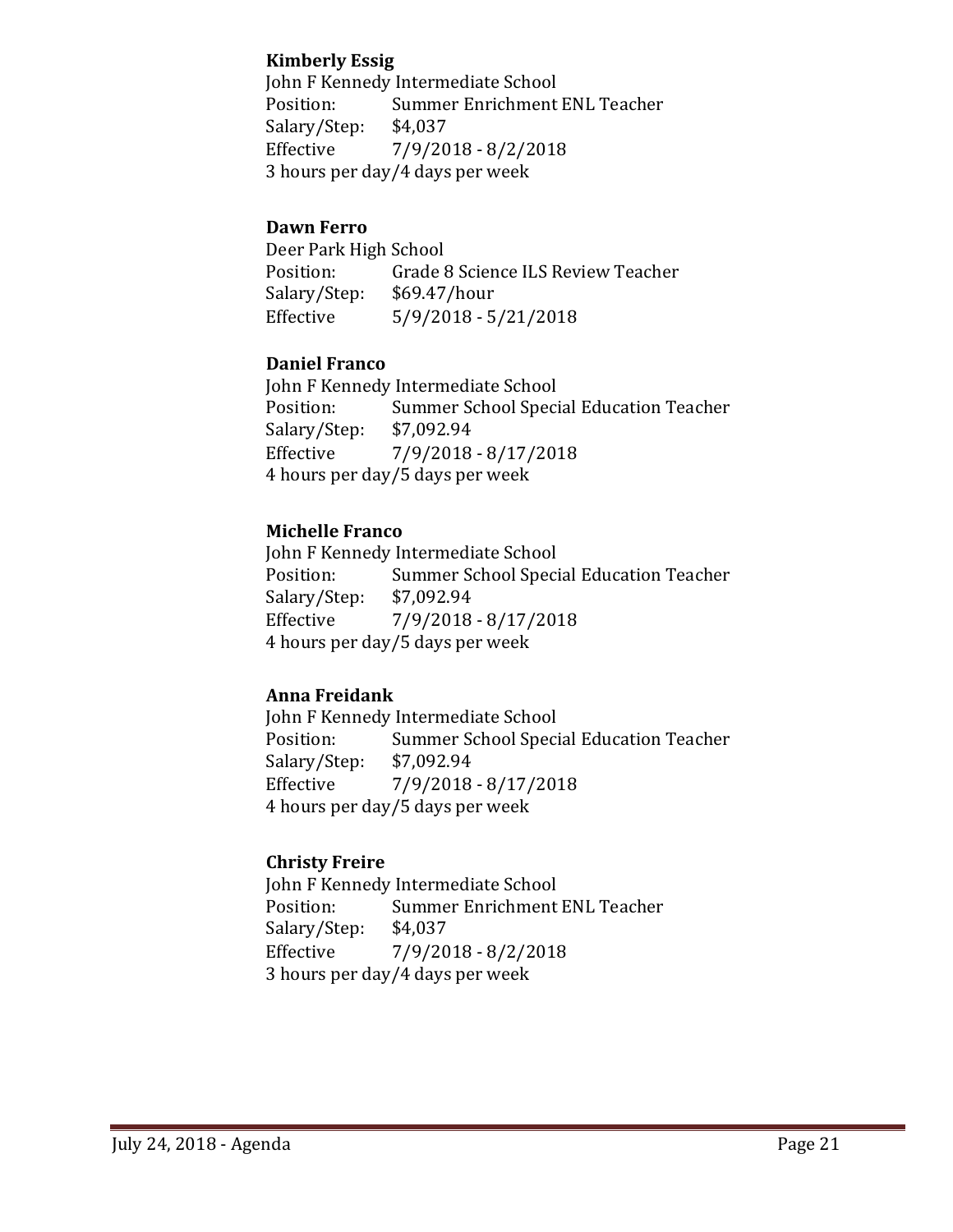**Kimberly Essig**
John F Kennedy Intermediate School
Position: Summer Enrichment ENL Teacher
Salary/Step: $4,037
Effective 7/9/2018 - 8/2/2018
3 hours per day/4 days per week

**Dawn Ferro**
Deer Park High School
Position: Grade 8 Science ILS Review Teacher
Salary/Step: $69.47/hour
Effective 5/9/2018 - 5/21/2018

**Daniel Franco**
John F Kennedy Intermediate School
Position: Summer School Special Education Teacher
Salary/Step: $7,092.94
Effective 7/9/2018 - 8/17/2018
4 hours per day/5 days per week

**Michelle Franco**
John F Kennedy Intermediate School
Position: Summer School Special Education Teacher
Salary/Step: $7,092.94
Effective 7/9/2018 - 8/17/2018
4 hours per day/5 days per week

**Anna Freidank**
John F Kennedy Intermediate School
Position: Summer School Special Education Teacher
Salary/Step: $7,092.94
Effective 7/9/2018 - 8/17/2018
4 hours per day/5 days per week

**Christy Freire**
John F Kennedy Intermediate School
Position: Summer Enrichment ENL Teacher
Salary/Step: $4,037
Effective 7/9/2018 - 8/2/2018
3 hours per day/4 days per week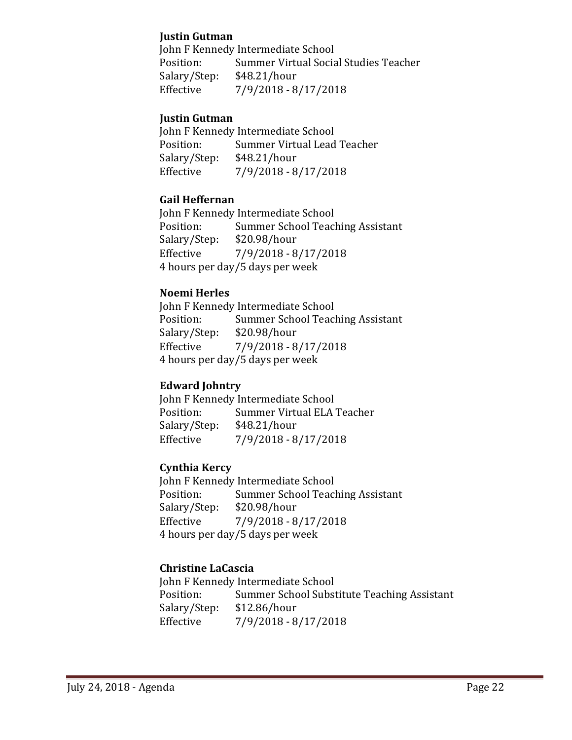**Justin Gutman**
John F Kennedy Intermediate School
Position: Summer Virtual Social Studies Teacher
Salary/Step: $48.21/hour
Effective 7/9/2018 - 8/17/2018

**Justin Gutman**
John F Kennedy Intermediate School
Position: Summer Virtual Lead Teacher
Salary/Step: $48.21/hour
Effective 7/9/2018 - 8/17/2018

**Gail Heffernan**
John F Kennedy Intermediate School
Position: Summer School Teaching Assistant
Salary/Step: $20.98/hour
Effective 7/9/2018 - 8/17/2018
4 hours per day/5 days per week

**Noemi Herles**
John F Kennedy Intermediate School
Position: Summer School Teaching Assistant
Salary/Step: $20.98/hour
Effective 7/9/2018 - 8/17/2018
4 hours per day/5 days per week

**Edward Johntry**
John F Kennedy Intermediate School
Position: Summer Virtual ELA Teacher
Salary/Step: $48.21/hour
Effective 7/9/2018 - 8/17/2018

**Cynthia Kercy**
John F Kennedy Intermediate School
Position: Summer School Teaching Assistant
Salary/Step: $20.98/hour
Effective 7/9/2018 - 8/17/2018
4 hours per day/5 days per week

**Christine LaCascia**
John F Kennedy Intermediate School
Position: Summer School Substitute Teaching Assistant
Salary/Step: $12.86/hour
Effective 7/9/2018 - 8/17/2018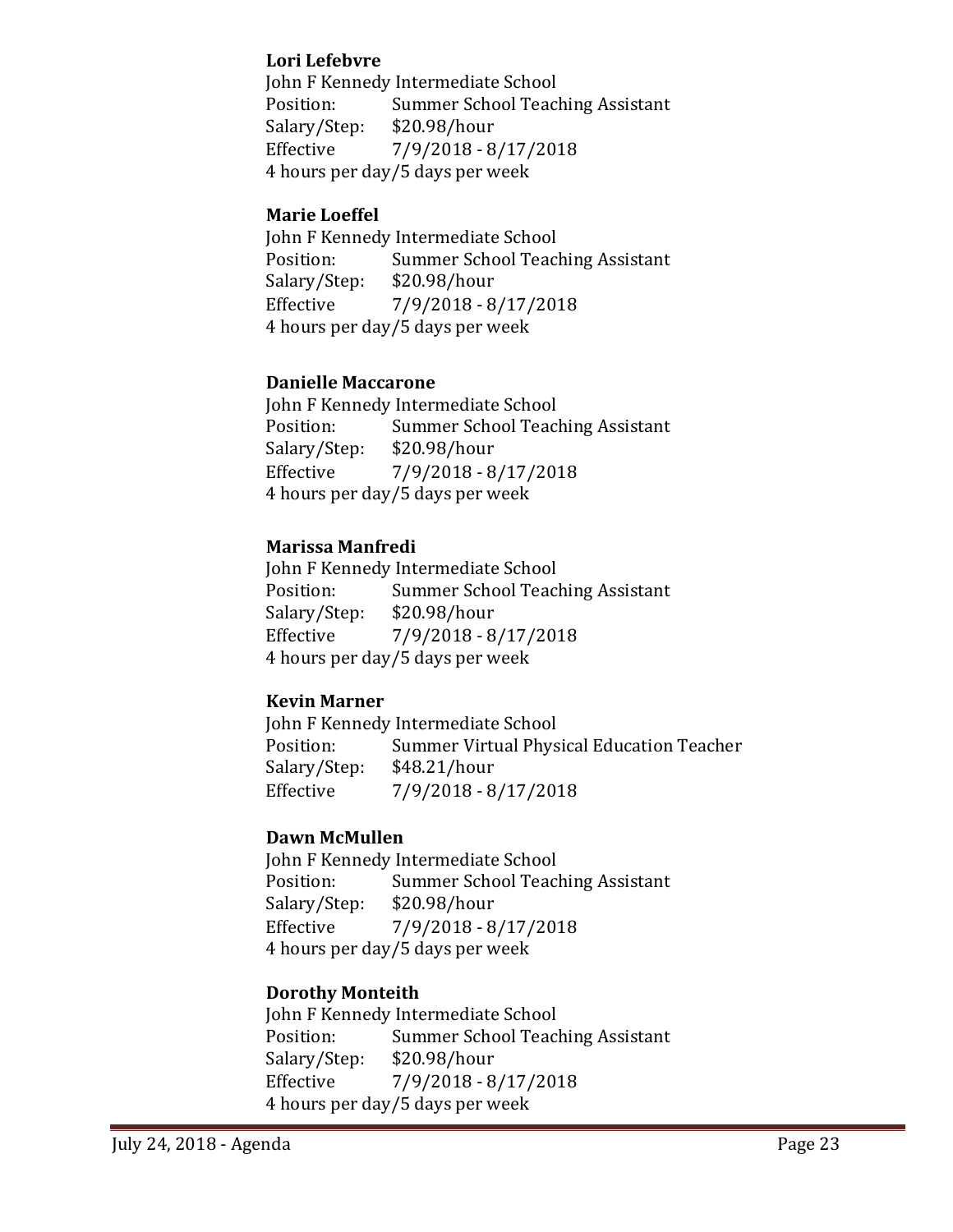**Lori Lefebvre**
John F Kennedy Intermediate School
Position: Summer School Teaching Assistant
Salary/Step: $20.98/hour
Effective 7/9/2018 - 8/17/2018
4 hours per day/5 days per week

**Marie Loeffel**
John F Kennedy Intermediate School
Position: Summer School Teaching Assistant
Salary/Step: $20.98/hour
Effective 7/9/2018 - 8/17/2018
4 hours per day/5 days per week

**Danielle Maccarone**
John F Kennedy Intermediate School
Position: Summer School Teaching Assistant
Salary/Step: $20.98/hour
Effective 7/9/2018 - 8/17/2018
4 hours per day/5 days per week

**Marissa Manfredi**
John F Kennedy Intermediate School
Position: Summer School Teaching Assistant
Salary/Step: $20.98/hour
Effective 7/9/2018 - 8/17/2018
4 hours per day/5 days per week

**Kevin Marner**
John F Kennedy Intermediate School
Position: Summer Virtual Physical Education Teacher
Salary/Step: $48.21/hour
Effective 7/9/2018 - 8/17/2018

**Dawn McMullen**
John F Kennedy Intermediate School
Position: Summer School Teaching Assistant
Salary/Step: $20.98/hour
Effective 7/9/2018 - 8/17/2018
4 hours per day/5 days per week

**Dorothy Monteith**
John F Kennedy Intermediate School
Position: Summer School Teaching Assistant
Salary/Step: $20.98/hour
Effective 7/9/2018 - 8/17/2018
4 hours per day/5 days per week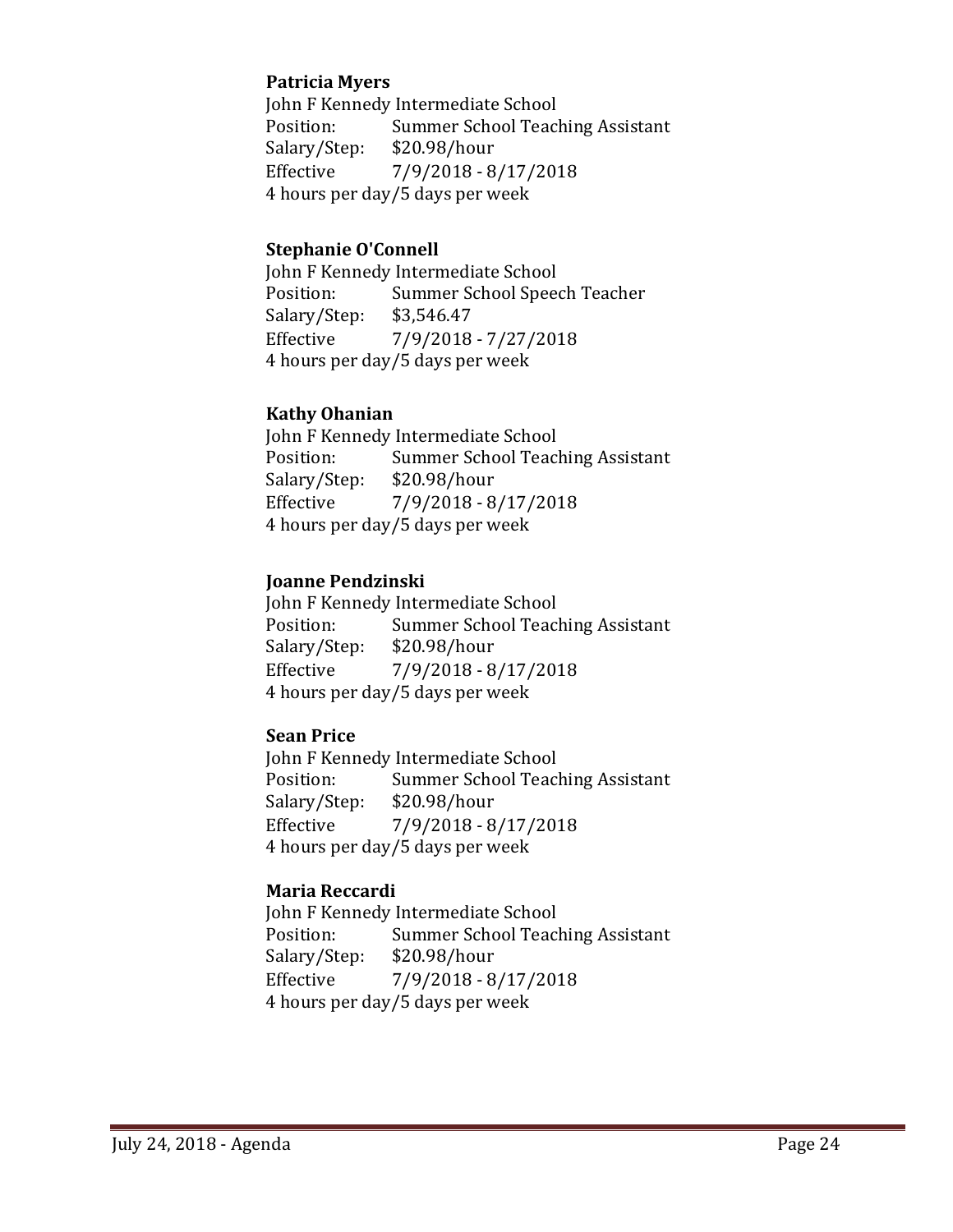**Patricia Myers**
John F Kennedy Intermediate School
Position: Summer School Teaching Assistant
Salary/Step: $20.98/hour
Effective 7/9/2018 - 8/17/2018
4 hours per day/5 days per week

**Stephanie O'Connell**
John F Kennedy Intermediate School
Position: Summer School Speech Teacher
Salary/Step: $3,546.47
Effective 7/9/2018 - 7/27/2018
4 hours per day/5 days per week

**Kathy Ohanian**
John F Kennedy Intermediate School
Position: Summer School Teaching Assistant
Salary/Step: $20.98/hour
Effective 7/9/2018 - 8/17/2018
4 hours per day/5 days per week

**Joanne Pendzinski**
John F Kennedy Intermediate School
Position: Summer School Teaching Assistant
Salary/Step: $20.98/hour
Effective 7/9/2018 - 8/17/2018
4 hours per day/5 days per week

**Sean Price**
John F Kennedy Intermediate School
Position: Summer School Teaching Assistant
Salary/Step: $20.98/hour
Effective 7/9/2018 - 8/17/2018
4 hours per day/5 days per week

**Maria Reccardi**
John F Kennedy Intermediate School
Position: Summer School Teaching Assistant
Salary/Step: $20.98/hour
Effective 7/9/2018 - 8/17/2018
4 hours per day/5 days per week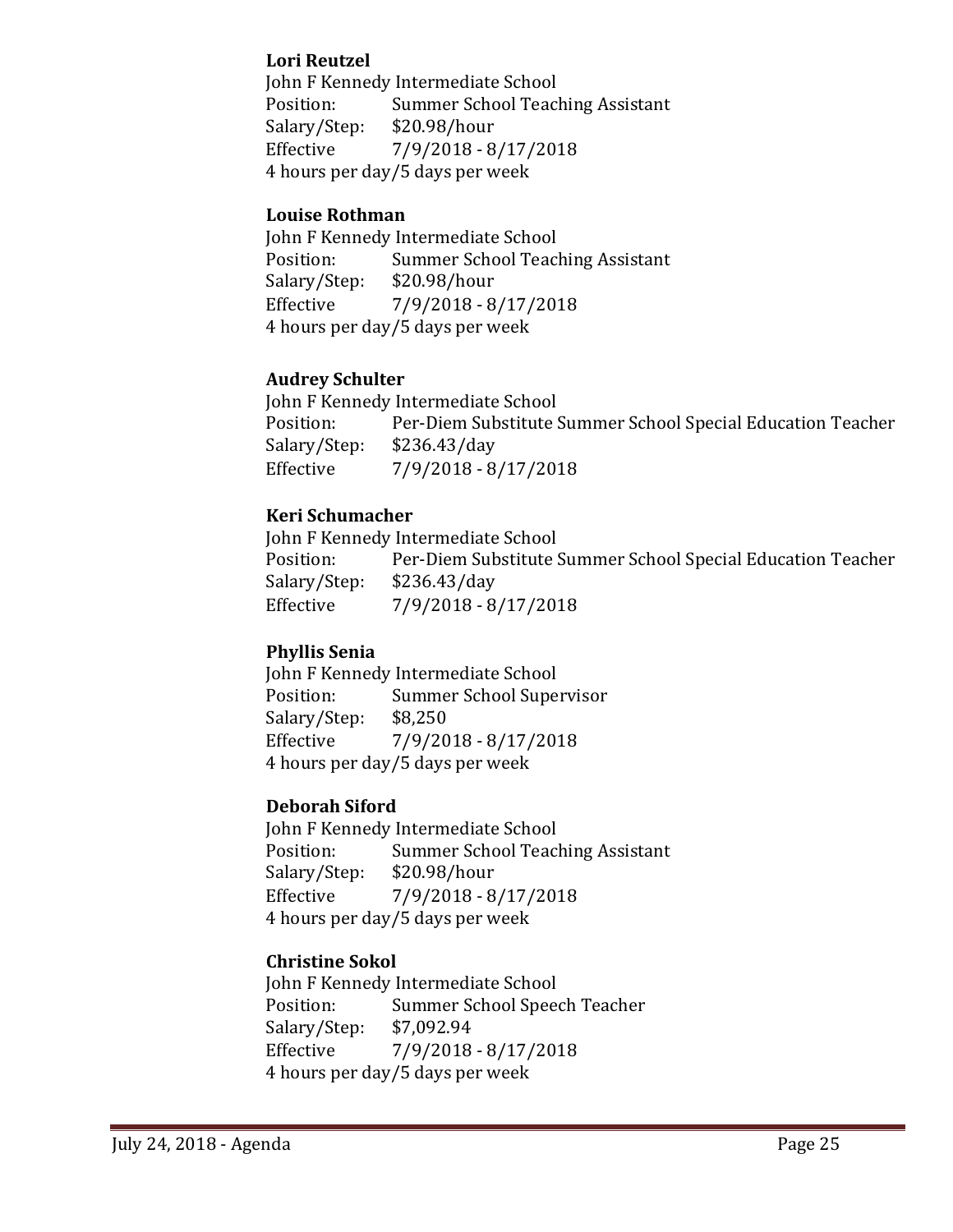**Lori Reutzel**
John F Kennedy Intermediate School
Position: Summer School Teaching Assistant
Salary/Step: $20.98/hour
Effective 7/9/2018 - 8/17/2018
4 hours per day/5 days per week

**Louise Rothman**
John F Kennedy Intermediate School
Position: Summer School Teaching Assistant
Salary/Step: $20.98/hour
Effective 7/9/2018 - 8/17/2018
4 hours per day/5 days per week

**Audrey Schulter**
John F Kennedy Intermediate School
Position: Per-Diem Substitute Summer School Special Education Teacher
Salary/Step: $236.43/day
Effective 7/9/2018 - 8/17/2018

**Keri Schumacher**
John F Kennedy Intermediate School
Position: Per-Diem Substitute Summer School Special Education Teacher
Salary/Step: $236.43/day
Effective 7/9/2018 - 8/17/2018

**Phyllis Senia**
John F Kennedy Intermediate School
Position: Summer School Supervisor
Salary/Step: $8,250
Effective 7/9/2018 - 8/17/2018
4 hours per day/5 days per week

**Deborah Siford**
John F Kennedy Intermediate School
Position: Summer School Teaching Assistant
Salary/Step: $20.98/hour
Effective 7/9/2018 - 8/17/2018
4 hours per day/5 days per week

**Christine Sokol**
John F Kennedy Intermediate School
Position: Summer School Speech Teacher
Salary/Step: $7,092.94
Effective 7/9/2018 - 8/17/2018
4 hours per day/5 days per week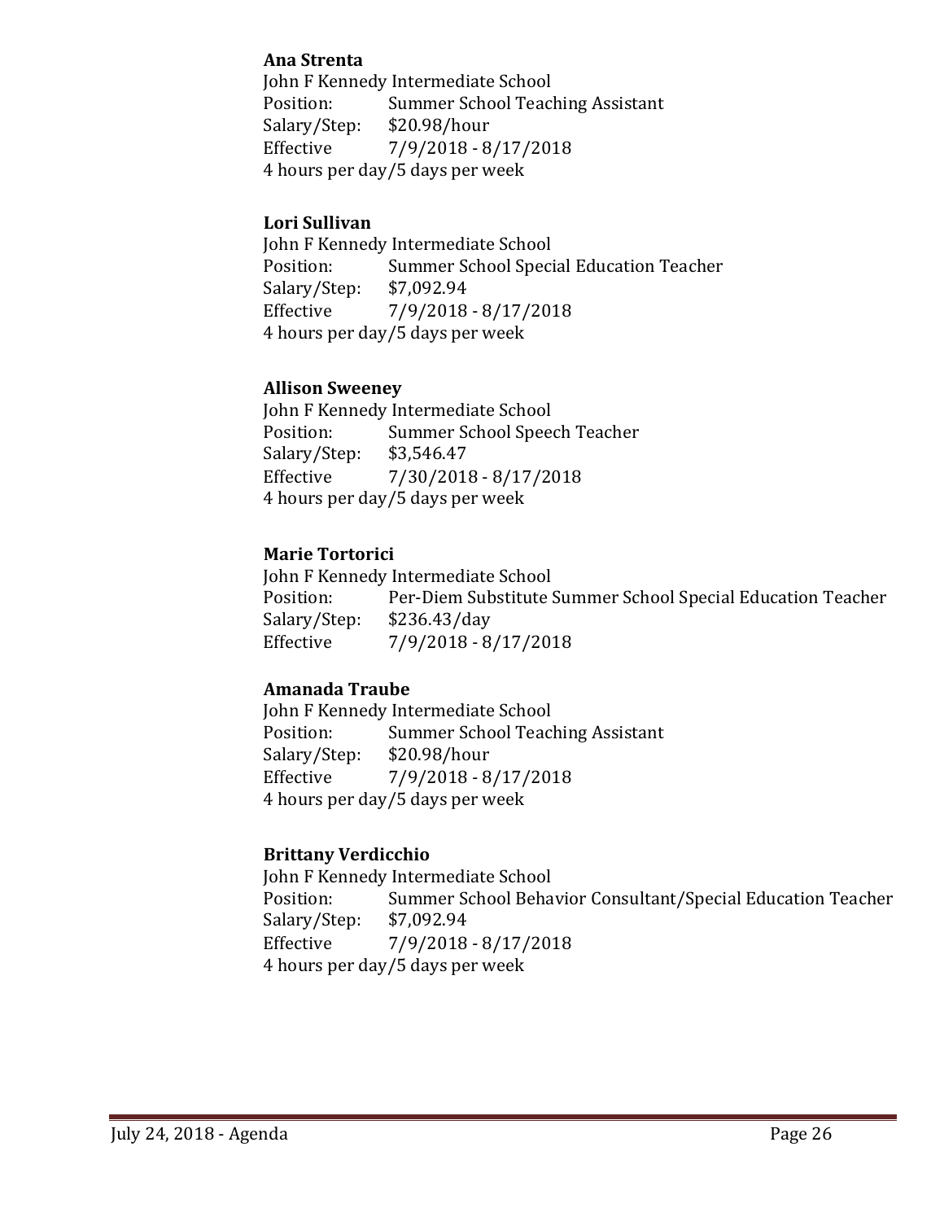**Ana Strenta**
John F Kennedy Intermediate School
Position: Summer School Teaching Assistant
Salary/Step: $20.98/hour
Effective 7/9/2018 - 8/17/2018
4 hours per day/5 days per week

**Lori Sullivan**
John F Kennedy Intermediate School
Position: Summer School Special Education Teacher
Salary/Step: $7,092.94
Effective 7/9/2018 - 8/17/2018
4 hours per day/5 days per week

**Allison Sweeney**
John F Kennedy Intermediate School
Position: Summer School Speech Teacher
Salary/Step: $3,546.47
Effective 7/30/2018 - 8/17/2018
4 hours per day/5 days per week

**Marie Tortorici**
John F Kennedy Intermediate School
Position: Per-Diem Substitute Summer School Special Education Teacher
Salary/Step: $236.43/day
Effective 7/9/2018 - 8/17/2018

**Amanada Traube**
John F Kennedy Intermediate School
Position: Summer School Teaching Assistant
Salary/Step: $20.98/hour
Effective 7/9/2018 - 8/17/2018
4 hours per day/5 days per week

**Brittany Verdicchio**
John F Kennedy Intermediate School
Position: Summer School Behavior Consultant/Special Education Teacher
Salary/Step: $7,092.94
Effective 7/9/2018 - 8/17/2018
4 hours per day/5 days per week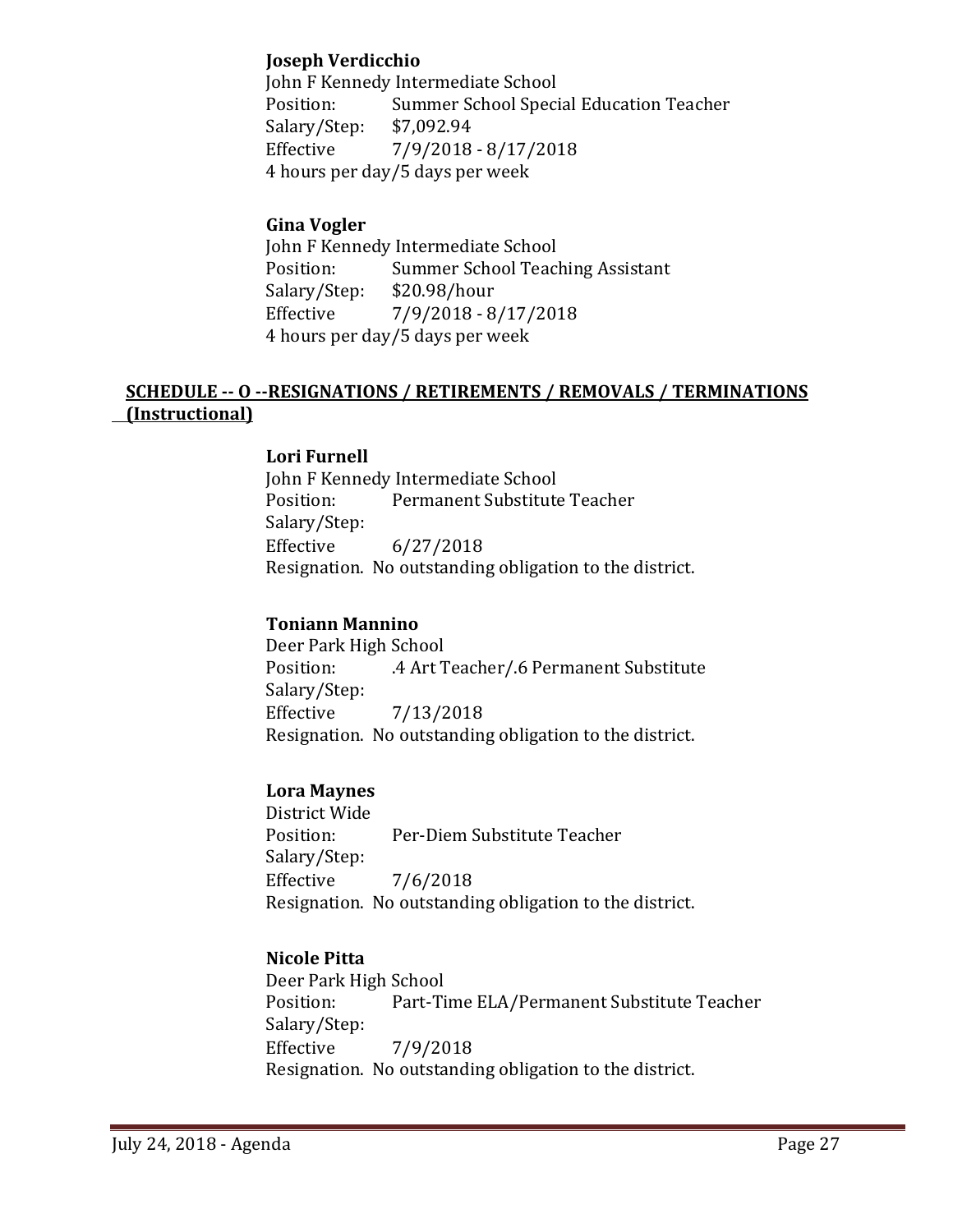**Joseph Verdicchio**
John F Kennedy Intermediate School
Position: Summer School Special Education Teacher
Salary/Step: $7,092.94
Effective 7/9/2018 - 8/17/2018
4 hours per day/5 days per week

**Gina Vogler**
John F Kennedy Intermediate School
Position: Summer School Teaching Assistant
Salary/Step: $20.98/hour
Effective 7/9/2018 - 8/17/2018
4 hours per day/5 days per week

## SCHEDULE -- O --RESIGNATIONS / RETIREMENTS / REMOVALS / TERMINATIONS (Instructional)

**Lori Furnell**
John F Kennedy Intermediate School
Position: Permanent Substitute Teacher
Salary/Step:
Effective 6/27/2018
Resignation. No outstanding obligation to the district.

**Toniann Mannino**
Deer Park High School
Position: .4 Art Teacher/.6 Permanent Substitute
Salary/Step:
Effective 7/13/2018
Resignation. No outstanding obligation to the district.

**Lora Maynes**
District Wide
Position: Per-Diem Substitute Teacher
Salary/Step:
Effective 7/6/2018
Resignation. No outstanding obligation to the district.

**Nicole Pitta**
Deer Park High School
Position: Part-Time ELA/Permanent Substitute Teacher
Salary/Step:
Effective 7/9/2018
Resignation. No outstanding obligation to the district.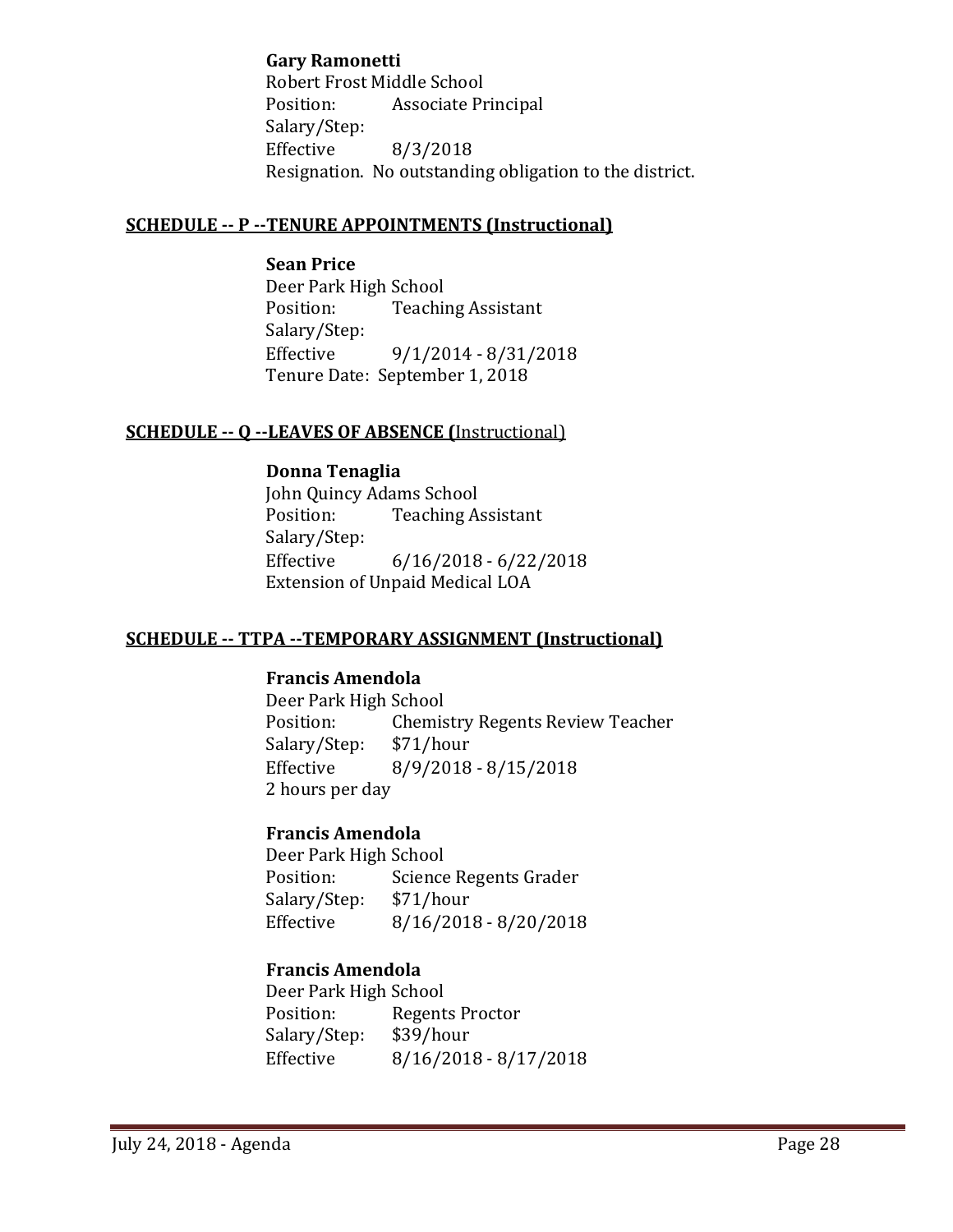**Gary Ramonetti**
Robert Frost Middle School
Position: Associate Principal
Salary/Step:
Effective 8/3/2018
Resignation. No outstanding obligation to the district.

**SCHEDULE -- P --TENURE APPOINTMENTS (Instructional)**

**Sean Price**
Deer Park High School
Position: Teaching Assistant
Salary/Step:
Effective 9/1/2014 - 8/31/2018
Tenure Date: September 1, 2018

**SCHEDULE -- Q --LEAVES OF ABSENCE (**Instructional)

**Donna Tenaglia**
John Quincy Adams School
Position: Teaching Assistant
Salary/Step:
Effective 6/16/2018 - 6/22/2018
Extension of Unpaid Medical LOA

**SCHEDULE -- TTPA --TEMPORARY ASSIGNMENT (Instructional)**

**Francis Amendola**
Deer Park High School
Position: Chemistry Regents Review Teacher
Salary/Step: $71/hour
Effective 8/9/2018 - 8/15/2018
2 hours per day

**Francis Amendola**
Deer Park High School
Position: Science Regents Grader
Salary/Step: $71/hour
Effective 8/16/2018 - 8/20/2018

**Francis Amendola**
Deer Park High School
Position: Regents Proctor
Salary/Step: $39/hour
Effective 8/16/2018 - 8/17/2018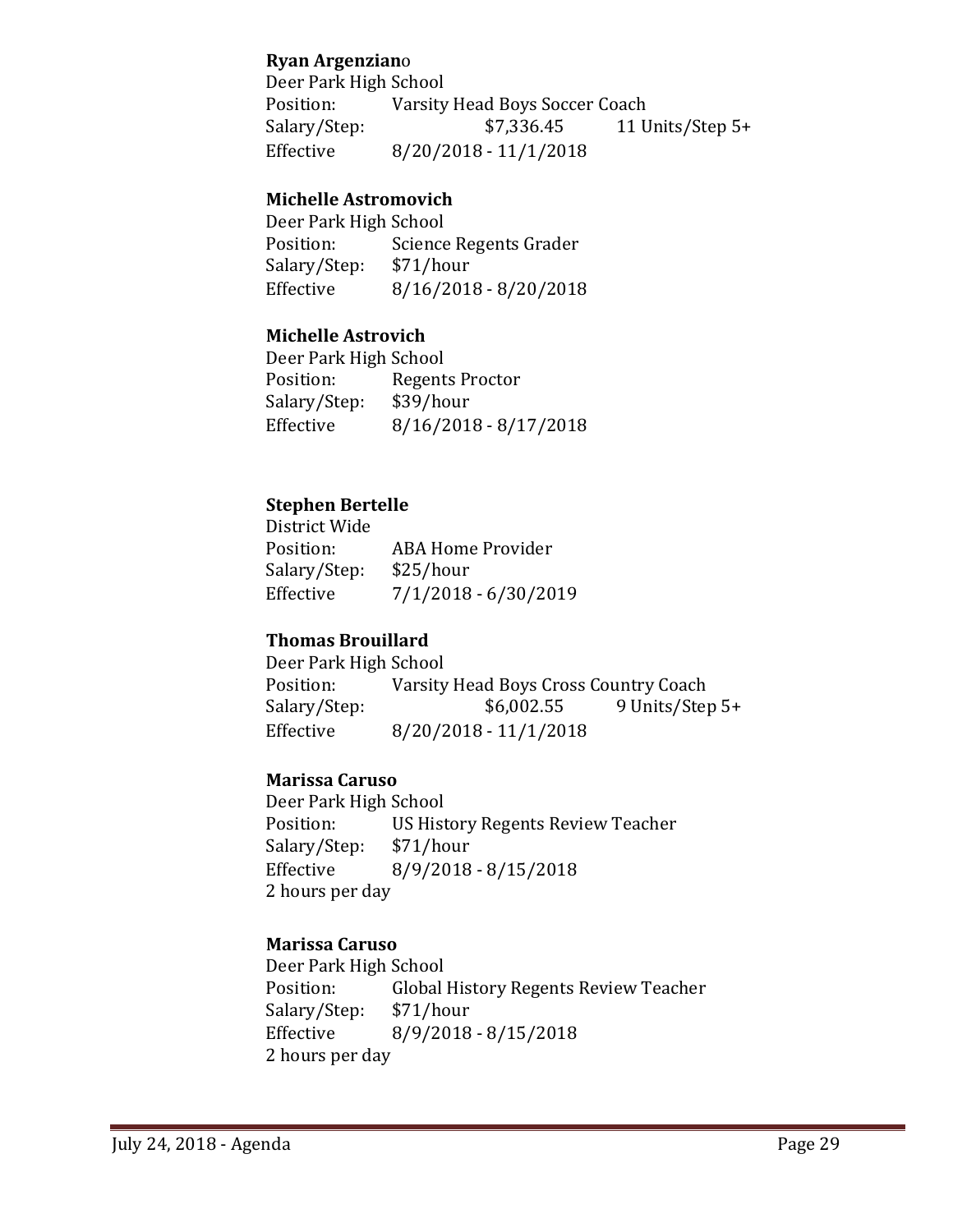**Ryan Argenziano**
Deer Park High School
Position: Varsity Head Boys Soccer Coach
Salary/Step: $7,336.45 11 Units/Step 5+
Effective 8/20/2018 - 11/1/2018

**Michelle Astromovich**
Deer Park High School
Position: Science Regents Grader
Salary/Step: $71/hour
Effective 8/16/2018 - 8/20/2018

**Michelle Astrovich**
Deer Park High School
Position: Regents Proctor
Salary/Step: $39/hour
Effective 8/16/2018 - 8/17/2018

**Stephen Bertelle**
District Wide
Position: ABA Home Provider
Salary/Step: $25/hour
Effective 7/1/2018 - 6/30/2019

**Thomas Brouillard**
Deer Park High School
Position: Varsity Head Boys Cross Country Coach
Salary/Step: $6,002.55 9 Units/Step 5+
Effective 8/20/2018 - 11/1/2018

**Marissa Caruso**
Deer Park High School
Position: US History Regents Review Teacher
Salary/Step: $71/hour
Effective 8/9/2018 - 8/15/2018
2 hours per day

**Marissa Caruso**
Deer Park High School
Position: Global History Regents Review Teacher
Salary/Step: $71/hour
Effective 8/9/2018 - 8/15/2018
2 hours per day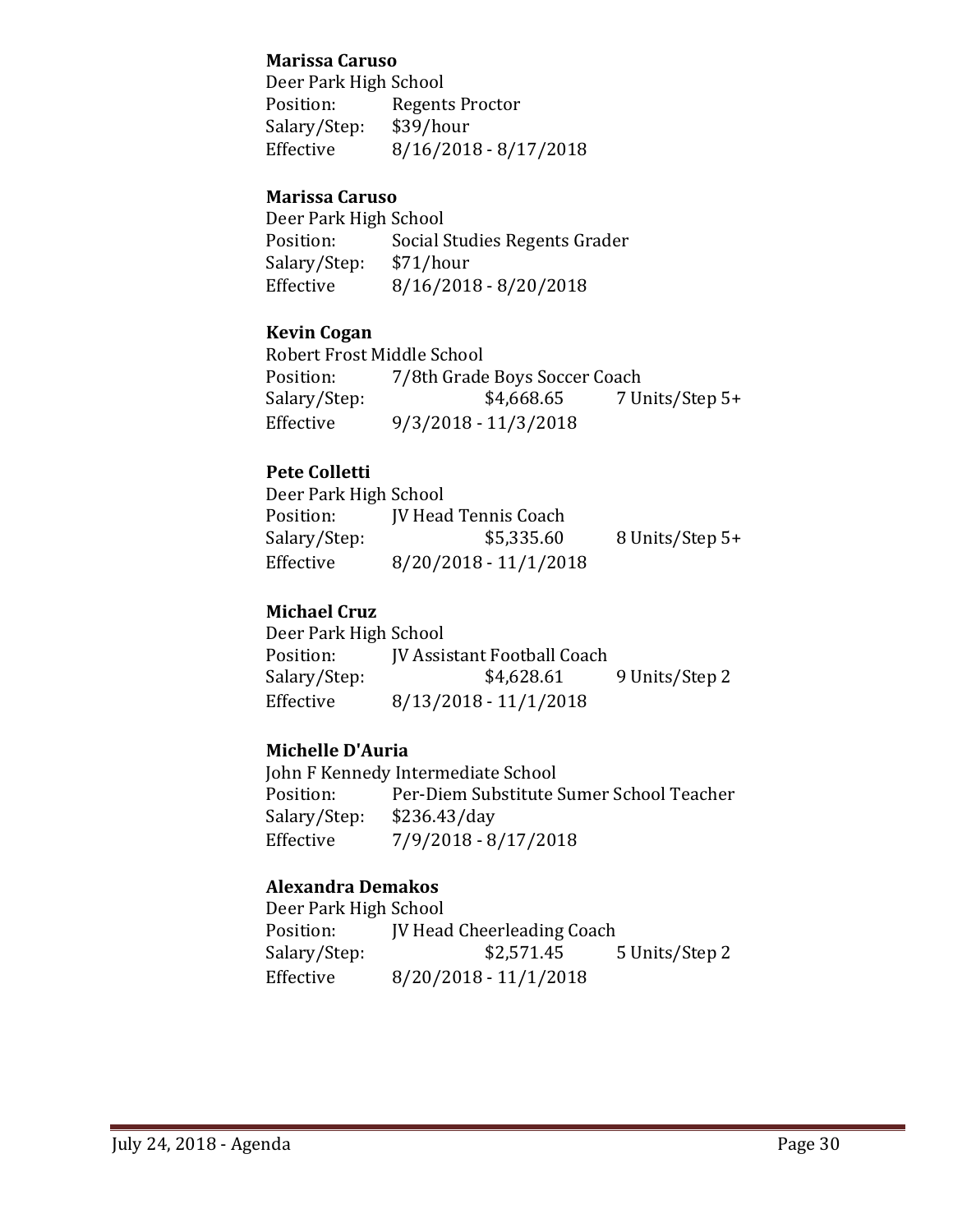**Marissa Caruso**
Deer Park High School
Position: Regents Proctor
Salary/Step: $39/hour
Effective 8/16/2018 - 8/17/2018

**Marissa Caruso**
Deer Park High School
Position: Social Studies Regents Grader
Salary/Step: $71/hour
Effective 8/16/2018 - 8/20/2018

**Kevin Cogan**
Robert Frost Middle School
Position: 7/8th Grade Boys Soccer Coach
Salary/Step: $4,668.65 7 Units/Step 5+
Effective 9/3/2018 - 11/3/2018

**Pete Colletti**
Deer Park High School
Position: JV Head Tennis Coach
Salary/Step: $5,335.60 8 Units/Step 5+
Effective 8/20/2018 - 11/1/2018

**Michael Cruz**
Deer Park High School
Position: JV Assistant Football Coach
Salary/Step: $4,628.61 9 Units/Step 2
Effective 8/13/2018 - 11/1/2018

**Michelle D'Auria**
John F Kennedy Intermediate School
Position: Per-Diem Substitute Sumer School Teacher
Salary/Step: $236.43/day
Effective 7/9/2018 - 8/17/2018

**Alexandra Demakos**
Deer Park High School
Position: JV Head Cheerleading Coach
Salary/Step: $2,571.45 5 Units/Step 2
Effective 8/20/2018 - 11/1/2018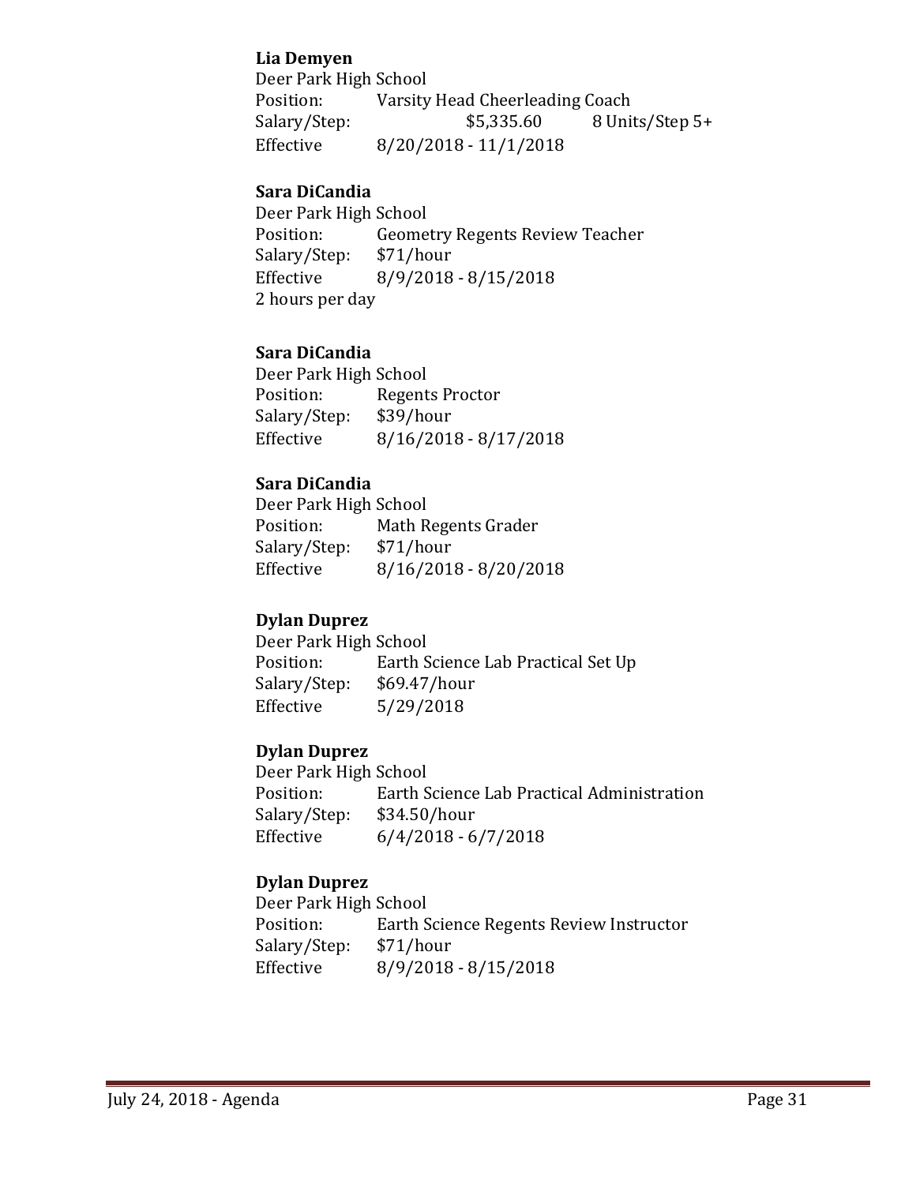**Lia Demyen**
Deer Park High School
Position: Varsity Head Cheerleading Coach
Salary/Step: $5,335.60 8 Units/Step 5+
Effective 8/20/2018 - 11/1/2018

**Sara DiCandia**
Deer Park High School
Position: Geometry Regents Review Teacher
Salary/Step: $71/hour
Effective 8/9/2018 - 8/15/2018
2 hours per day

**Sara DiCandia**
Deer Park High School
Position: Regents Proctor
Salary/Step: $39/hour
Effective 8/16/2018 - 8/17/2018

**Sara DiCandia**
Deer Park High School
Position: Math Regents Grader
Salary/Step: $71/hour
Effective 8/16/2018 - 8/20/2018

**Dylan Duprez**
Deer Park High School
Position: Earth Science Lab Practical Set Up
Salary/Step: $69.47/hour
Effective 5/29/2018

**Dylan Duprez**
Deer Park High School
Position: Earth Science Lab Practical Administration
Salary/Step: $34.50/hour
Effective 6/4/2018 - 6/7/2018

**Dylan Duprez**
Deer Park High School
Position: Earth Science Regents Review Instructor
Salary/Step: $71/hour
Effective 8/9/2018 - 8/15/2018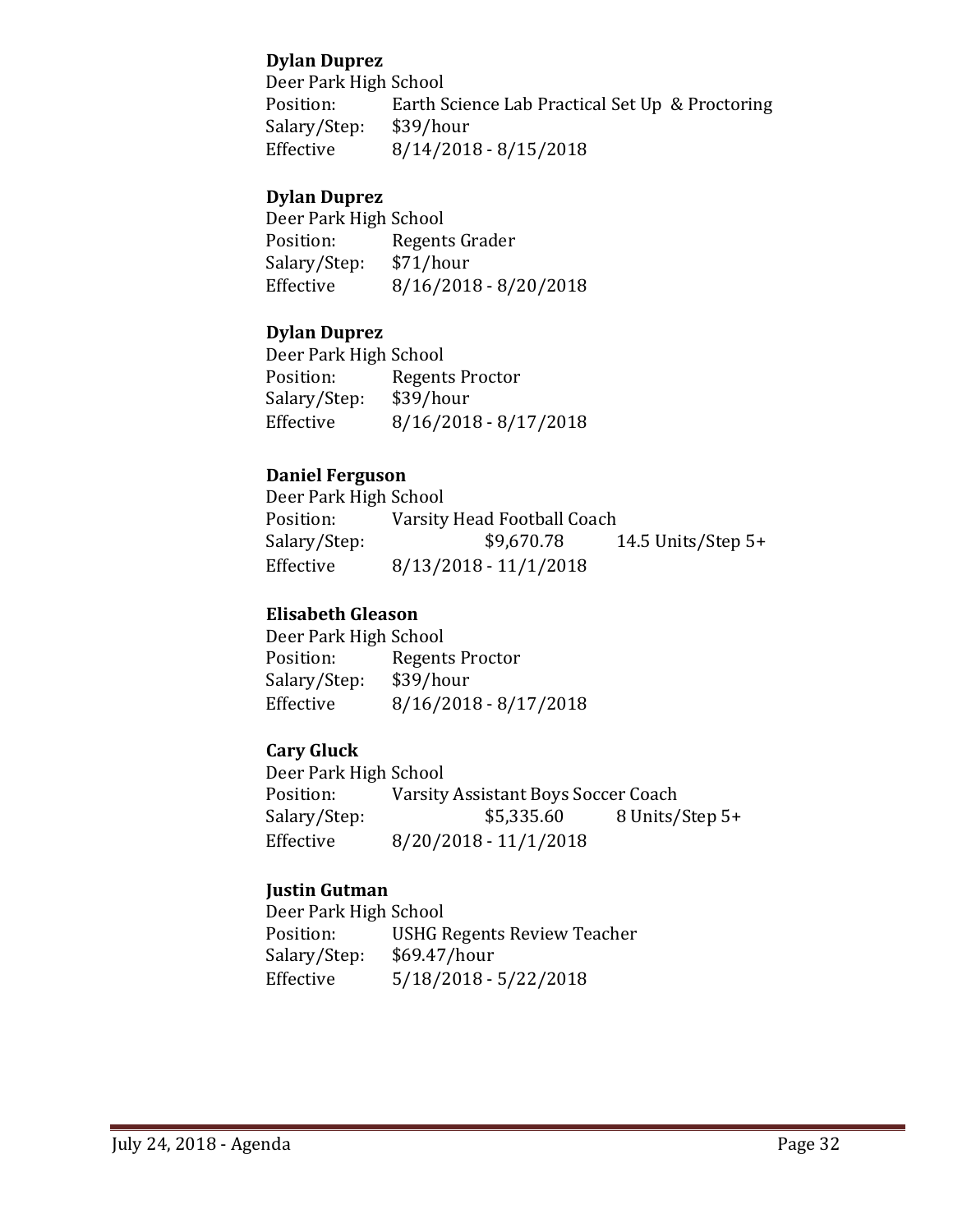**Dylan Duprez**
Deer Park High School
Position: Earth Science Lab Practical Set Up & Proctoring
Salary/Step: $39/hour
Effective 8/14/2018 - 8/15/2018

**Dylan Duprez**
Deer Park High School
Position: Regents Grader
Salary/Step: $71/hour
Effective 8/16/2018 - 8/20/2018

**Dylan Duprez**
Deer Park High School
Position: Regents Proctor
Salary/Step: $39/hour
Effective 8/16/2018 - 8/17/2018

**Daniel Ferguson**
Deer Park High School
Position: Varsity Head Football Coach
Salary/Step: $9,670.78 14.5 Units/Step 5+
Effective 8/13/2018 - 11/1/2018

**Elisabeth Gleason**
Deer Park High School
Position: Regents Proctor
Salary/Step: $39/hour
Effective 8/16/2018 - 8/17/2018

**Cary Gluck**
Deer Park High School
Position: Varsity Assistant Boys Soccer Coach
Salary/Step: $5,335.60 8 Units/Step 5+
Effective 8/20/2018 - 11/1/2018

**Justin Gutman**
Deer Park High School
Position: USHG Regents Review Teacher
Salary/Step: $69.47/hour
Effective 5/18/2018 - 5/22/2018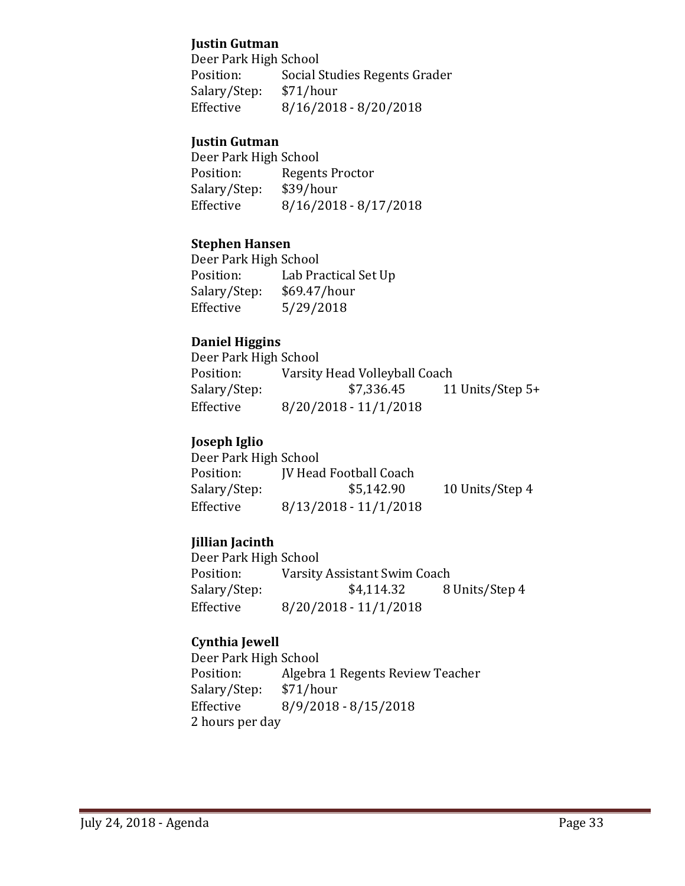**Justin Gutman**
Deer Park High School
Position: Social Studies Regents Grader
Salary/Step: $71/hour
Effective 8/16/2018 - 8/20/2018

**Justin Gutman**
Deer Park High School
Position: Regents Proctor
Salary/Step: $39/hour
Effective 8/16/2018 - 8/17/2018

**Stephen Hansen**
Deer Park High School
Position: Lab Practical Set Up
Salary/Step: $69.47/hour
Effective 5/29/2018

**Daniel Higgins**
Deer Park High School
Position: Varsity Head Volleyball Coach
Salary/Step: $7,336.45 11 Units/Step 5+
Effective 8/20/2018 - 11/1/2018

**Joseph Iglio**
Deer Park High School
Position: JV Head Football Coach
Salary/Step: $5,142.90 10 Units/Step 4
Effective 8/13/2018 - 11/1/2018

**Jillian Jacinth**
Deer Park High School
Position: Varsity Assistant Swim Coach
Salary/Step: $4,114.32 8 Units/Step 4
Effective 8/20/2018 - 11/1/2018

**Cynthia Jewell**
Deer Park High School
Position: Algebra 1 Regents Review Teacher
Salary/Step: $71/hour
Effective 8/9/2018 - 8/15/2018
2 hours per day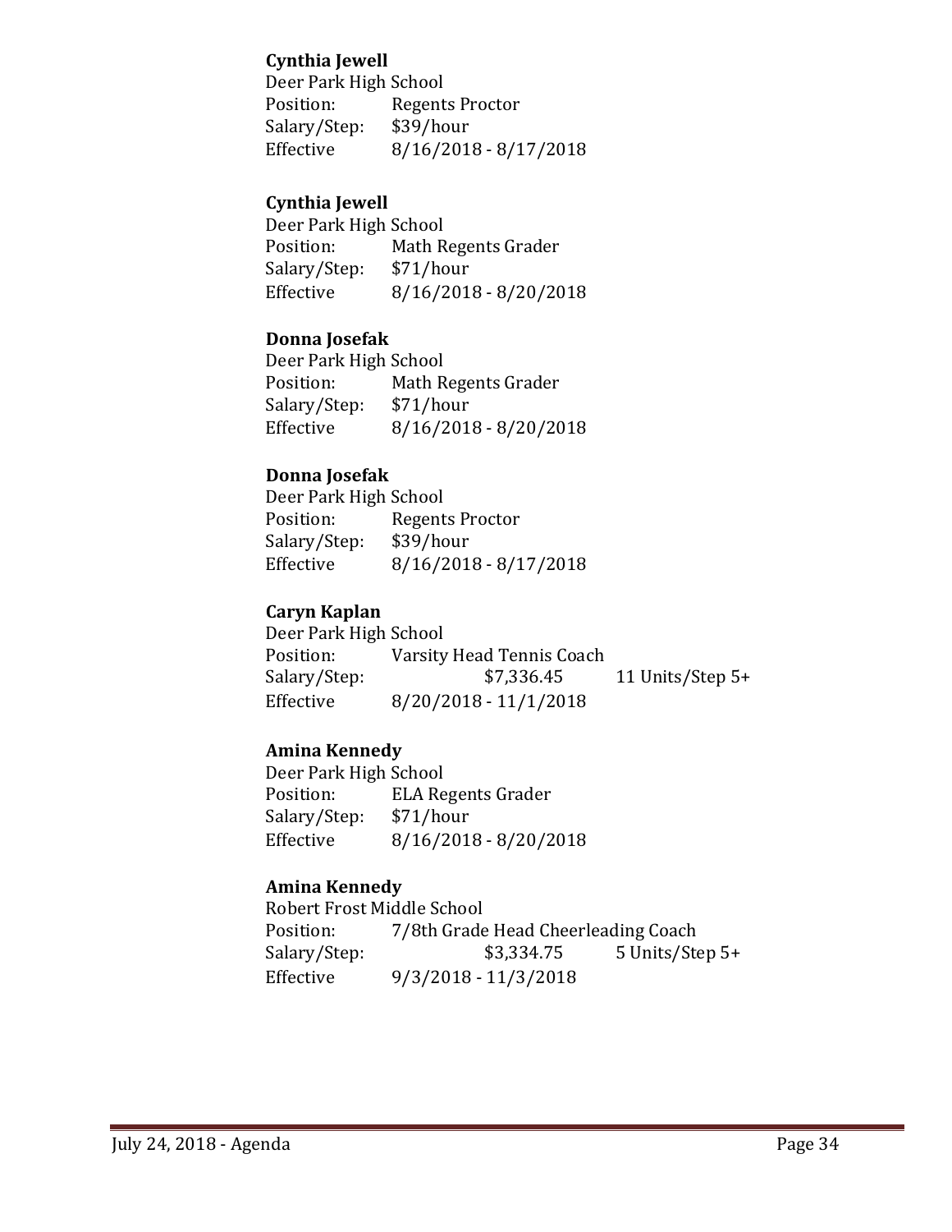**Cynthia Jewell**
Deer Park High School
Position: Regents Proctor
Salary/Step: $39/hour
Effective 8/16/2018 - 8/17/2018

**Cynthia Jewell**
Deer Park High School
Position: Math Regents Grader
Salary/Step: $71/hour
Effective 8/16/2018 - 8/20/2018

**Donna Josefak**
Deer Park High School
Position: Math Regents Grader
Salary/Step: $71/hour
Effective 8/16/2018 - 8/20/2018

**Donna Josefak**
Deer Park High School
Position: Regents Proctor
Salary/Step: $39/hour
Effective 8/16/2018 - 8/17/2018

**Caryn Kaplan**
Deer Park High School
Position: Varsity Head Tennis Coach
Salary/Step: $7,336.45 11 Units/Step 5+
Effective 8/20/2018 - 11/1/2018

**Amina Kennedy**
Deer Park High School
Position: ELA Regents Grader
Salary/Step: $71/hour
Effective 8/16/2018 - 8/20/2018

**Amina Kennedy**
Robert Frost Middle School
Position: 7/8th Grade Head Cheerleading Coach
Salary/Step: $3,334.75 5 Units/Step 5+
Effective 9/3/2018 - 11/3/2018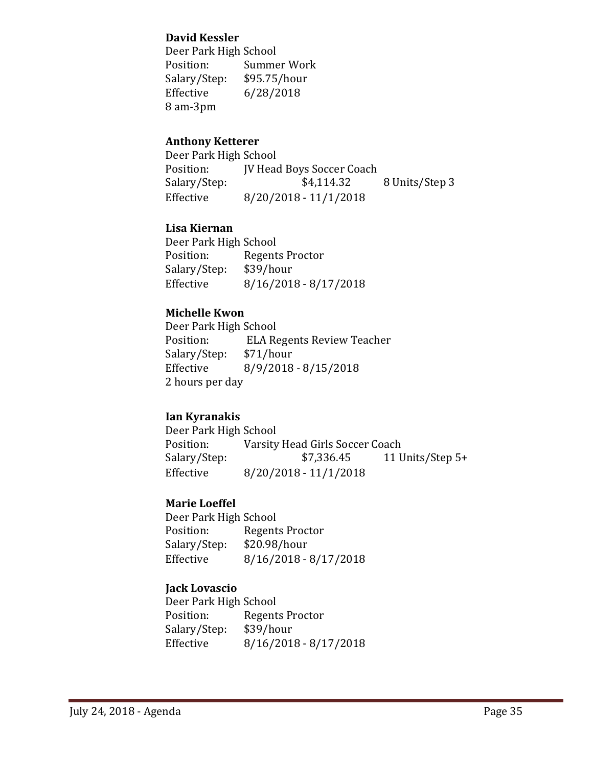**David Kessler**
Deer Park High School
Position: Summer Work
Salary/Step: $95.75/hour
Effective 6/28/2018
8 am-3pm

**Anthony Ketterer**
Deer Park High School
Position: JV Head Boys Soccer Coach
Salary/Step: $4,114.32 8 Units/Step 3
Effective 8/20/2018 - 11/1/2018

**Lisa Kiernan**
Deer Park High School
Position: Regents Proctor
Salary/Step: $39/hour
Effective 8/16/2018 - 8/17/2018

**Michelle Kwon**
Deer Park High School
Position: ELA Regents Review Teacher
Salary/Step: $71/hour
Effective 8/9/2018 - 8/15/2018
2 hours per day

**Ian Kyranakis**
Deer Park High School
Position: Varsity Head Girls Soccer Coach
Salary/Step: $7,336.45 11 Units/Step 5+
Effective 8/20/2018 - 11/1/2018

**Marie Loeffel**
Deer Park High School
Position: Regents Proctor
Salary/Step: $20.98/hour
Effective 8/16/2018 - 8/17/2018

**Jack Lovascio**
Deer Park High School
Position: Regents Proctor
Salary/Step: $39/hour
Effective 8/16/2018 - 8/17/2018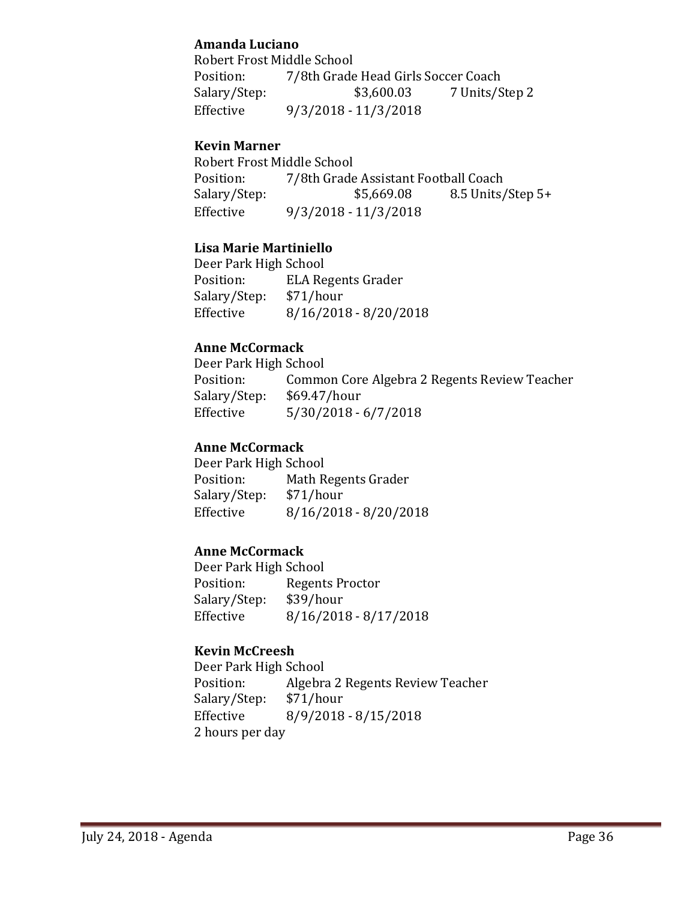**Amanda Luciano**
Robert Frost Middle School
Position: 7/8th Grade Head Girls Soccer Coach
Salary/Step: $3,600.03 7 Units/Step 2
Effective 9/3/2018 - 11/3/2018

**Kevin Marner**
Robert Frost Middle School
Position: 7/8th Grade Assistant Football Coach
Salary/Step: $5,669.08 8.5 Units/Step 5+
Effective 9/3/2018 - 11/3/2018

**Lisa Marie Martiniello**
Deer Park High School
Position: ELA Regents Grader
Salary/Step: $71/hour
Effective 8/16/2018 - 8/20/2018

**Anne McCormack**
Deer Park High School
Position: Common Core Algebra 2 Regents Review Teacher
Salary/Step: $69.47/hour
Effective 5/30/2018 - 6/7/2018

**Anne McCormack**
Deer Park High School
Position: Math Regents Grader
Salary/Step: $71/hour
Effective 8/16/2018 - 8/20/2018

**Anne McCormack**
Deer Park High School
Position: Regents Proctor
Salary/Step: $39/hour
Effective 8/16/2018 - 8/17/2018

**Kevin McCreesh**
Deer Park High School
Position: Algebra 2 Regents Review Teacher
Salary/Step: $71/hour
Effective 8/9/2018 - 8/15/2018
2 hours per day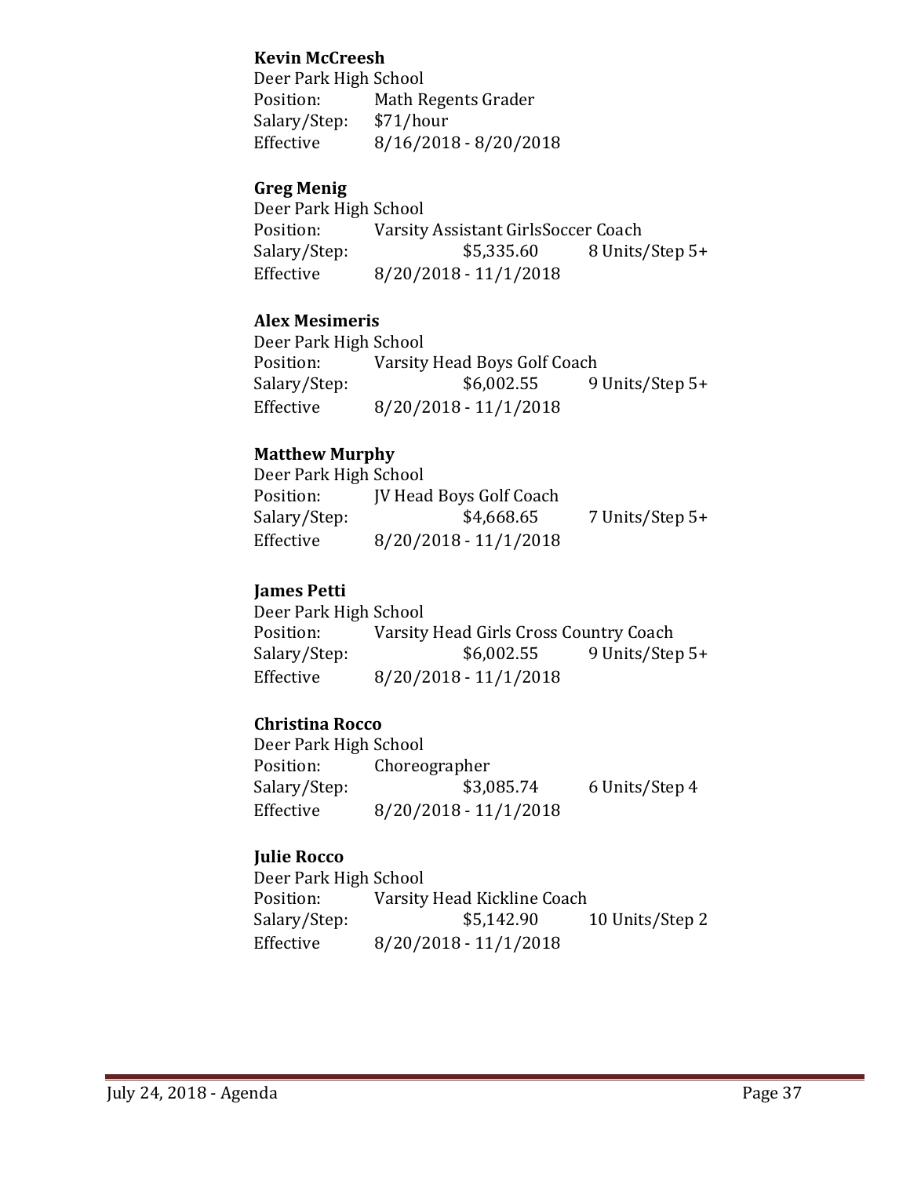**Kevin McCreesh**
Deer Park High School
Position: Math Regents Grader
Salary/Step: $71/hour
Effective 8/16/2018 - 8/20/2018

**Greg Menig**
Deer Park High School
Position: Varsity Assistant GirlsSoccer Coach
Salary/Step: $5,335.60 8 Units/Step 5+
Effective 8/20/2018 - 11/1/2018

**Alex Mesimeris**
Deer Park High School
Position: Varsity Head Boys Golf Coach
Salary/Step: $6,002.55 9 Units/Step 5+
Effective 8/20/2018 - 11/1/2018

**Matthew Murphy**
Deer Park High School
Position: JV Head Boys Golf Coach
Salary/Step: $4,668.65 7 Units/Step 5+
Effective 8/20/2018 - 11/1/2018

**James Petti**
Deer Park High School
Position: Varsity Head Girls Cross Country Coach
Salary/Step: $6,002.55 9 Units/Step 5+
Effective 8/20/2018 - 11/1/2018

**Christina Rocco**
Deer Park High School
Position: Choreographer
Salary/Step: $3,085.74 6 Units/Step 4
Effective 8/20/2018 - 11/1/2018

**Julie Rocco**
Deer Park High School
Position: Varsity Head Kickline Coach
Salary/Step: $5,142.90 10 Units/Step 2
Effective 8/20/2018 - 11/1/2018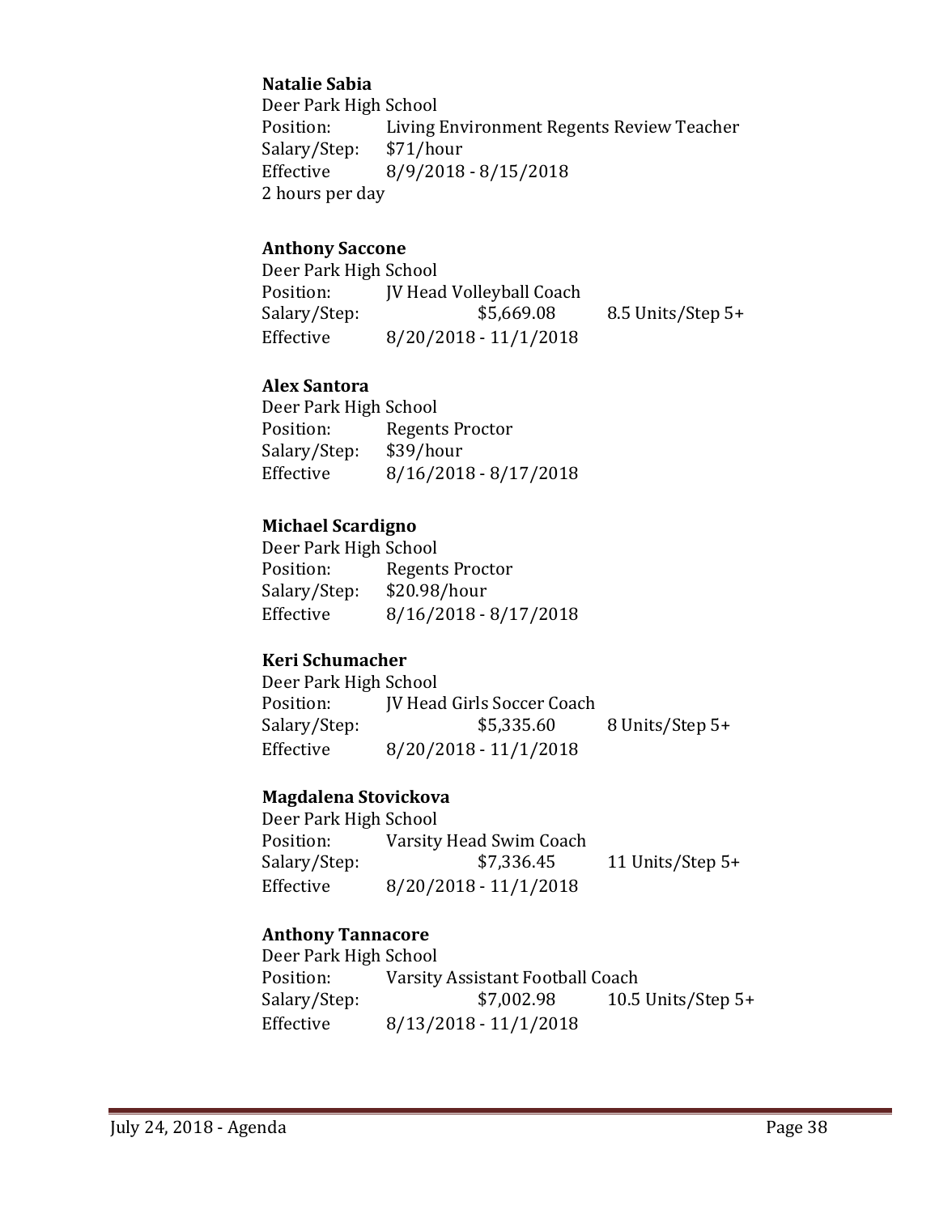**Natalie Sabia**
Deer Park High School
Position: Living Environment Regents Review Teacher
Salary/Step: $71/hour
Effective 8/9/2018 - 8/15/2018
2 hours per day

**Anthony Saccone**
Deer Park High School
Position: JV Head Volleyball Coach
Salary/Step: $5,669.08 8.5 Units/Step 5+
Effective 8/20/2018 - 11/1/2018

**Alex Santora**
Deer Park High School
Position: Regents Proctor
Salary/Step: $39/hour
Effective 8/16/2018 - 8/17/2018

**Michael Scardigno**
Deer Park High School
Position: Regents Proctor
Salary/Step: $20.98/hour
Effective 8/16/2018 - 8/17/2018

**Keri Schumacher**
Deer Park High School
Position: JV Head Girls Soccer Coach
Salary/Step: $5,335.60 8 Units/Step 5+
Effective 8/20/2018 - 11/1/2018

**Magdalena Stovickova**
Deer Park High School
Position: Varsity Head Swim Coach
Salary/Step: $7,336.45 11 Units/Step 5+
Effective 8/20/2018 - 11/1/2018

**Anthony Tannacore**
Deer Park High School
Position: Varsity Assistant Football Coach
Salary/Step: $7,002.98 10.5 Units/Step 5+
Effective 8/13/2018 - 11/1/2018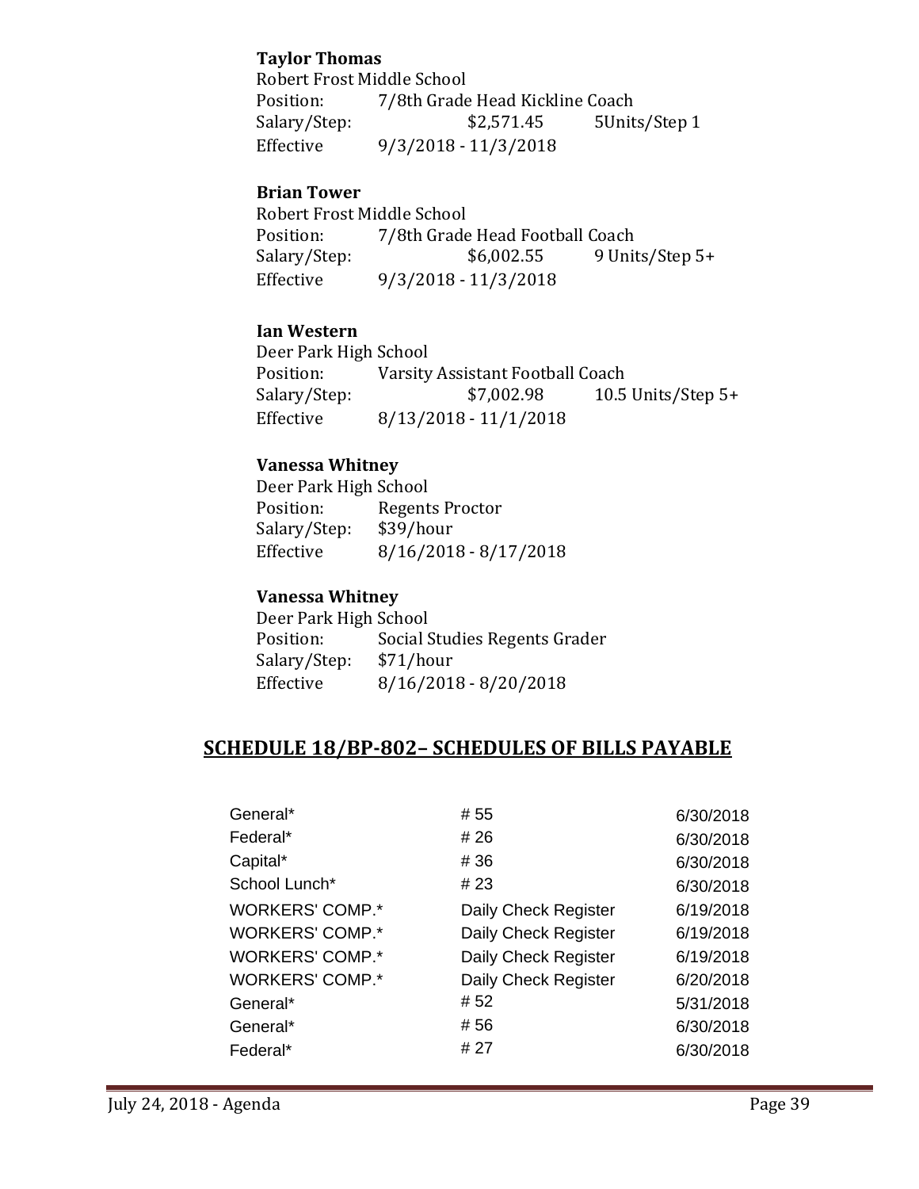**Taylor Thomas**
Robert Frost Middle School
Position: 7/8th Grade Head Kickline Coach
Salary/Step: $2,571.45 5Units/Step 1
Effective 9/3/2018 - 11/3/2018

**Brian Tower**
Robert Frost Middle School
Position: 7/8th Grade Head Football Coach
Salary/Step: $6,002.55 9 Units/Step 5+
Effective 9/3/2018 - 11/3/2018

**Ian Western**
Deer Park High School
Position: Varsity Assistant Football Coach
Salary/Step: $7,002.98 10.5 Units/Step 5+
Effective 8/13/2018 - 11/1/2018

**Vanessa Whitney**
Deer Park High School
Position: Regents Proctor
Salary/Step: $39/hour
Effective 8/16/2018 - 8/17/2018

**Vanessa Whitney**
Deer Park High School
Position: Social Studies Regents Grader
Salary/Step: $71/hour
Effective 8/16/2018 - 8/20/2018

## SCHEDULE 18/BP-802– SCHEDULES OF BILLS PAYABLE

| | | |
|---|---|---|
| General* | # 55 | 6/30/2018 |
| Federal* | # 26 | 6/30/2018 |
| Capital* | # 36 | 6/30/2018 |
| School Lunch* | # 23 | 6/30/2018 |
| WORKERS' COMP.* | Daily Check Register | 6/19/2018 |
| WORKERS' COMP.* | Daily Check Register | 6/19/2018 |
| WORKERS' COMP.* | Daily Check Register | 6/19/2018 |
| WORKERS' COMP.* | Daily Check Register | 6/20/2018 |
| General* | # 52 | 5/31/2018 |
| General* | # 56 | 6/30/2018 |
| Federal* | # 27 | 6/30/2018 |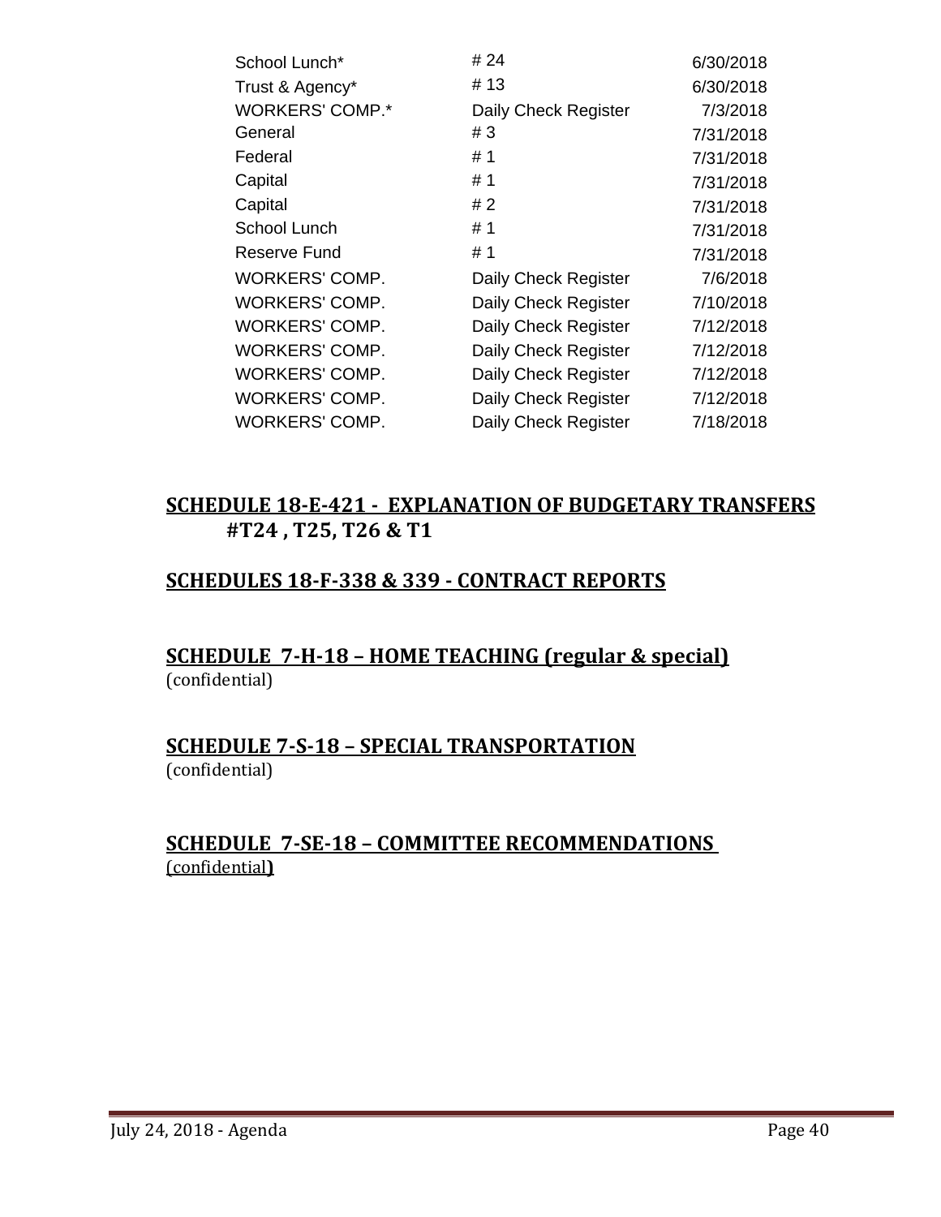| | | |
|---|---|---|
| School Lunch* | # 24 | 6/30/2018 |
| Trust & Agency* | # 13 | 6/30/2018 |
| WORKERS' COMP.* | Daily Check Register | 7/3/2018 |
| General | # 3 | 7/31/2018 |
| Federal | # 1 | 7/31/2018 |
| Capital | # 1 | 7/31/2018 |
| Capital | # 2 | 7/31/2018 |
| School Lunch | # 1 | 7/31/2018 |
| Reserve Fund | # 1 | 7/31/2018 |
| WORKERS' COMP. | Daily Check Register | 7/6/2018 |
| WORKERS' COMP. | Daily Check Register | 7/10/2018 |
| WORKERS' COMP. | Daily Check Register | 7/12/2018 |
| WORKERS' COMP. | Daily Check Register | 7/12/2018 |
| WORKERS' COMP. | Daily Check Register | 7/12/2018 |
| WORKERS' COMP. | Daily Check Register | 7/12/2018 |
| WORKERS' COMP. | Daily Check Register | 7/18/2018 |

## SCHEDULE 18-E-421 - EXPLANATION OF BUDGETARY TRANSFERS #T24 , T25, T26 & T1

## SCHEDULES 18-F-338 & 339 - CONTRACT REPORTS

## SCHEDULE 7-H-18 – HOME TEACHING (regular & special)

(confidential)

## SCHEDULE 7-S-18 – SPECIAL TRANSPORTATION

(confidential)

## SCHEDULE 7-SE-18 – COMMITTEE RECOMMENDATIONS

(confidential)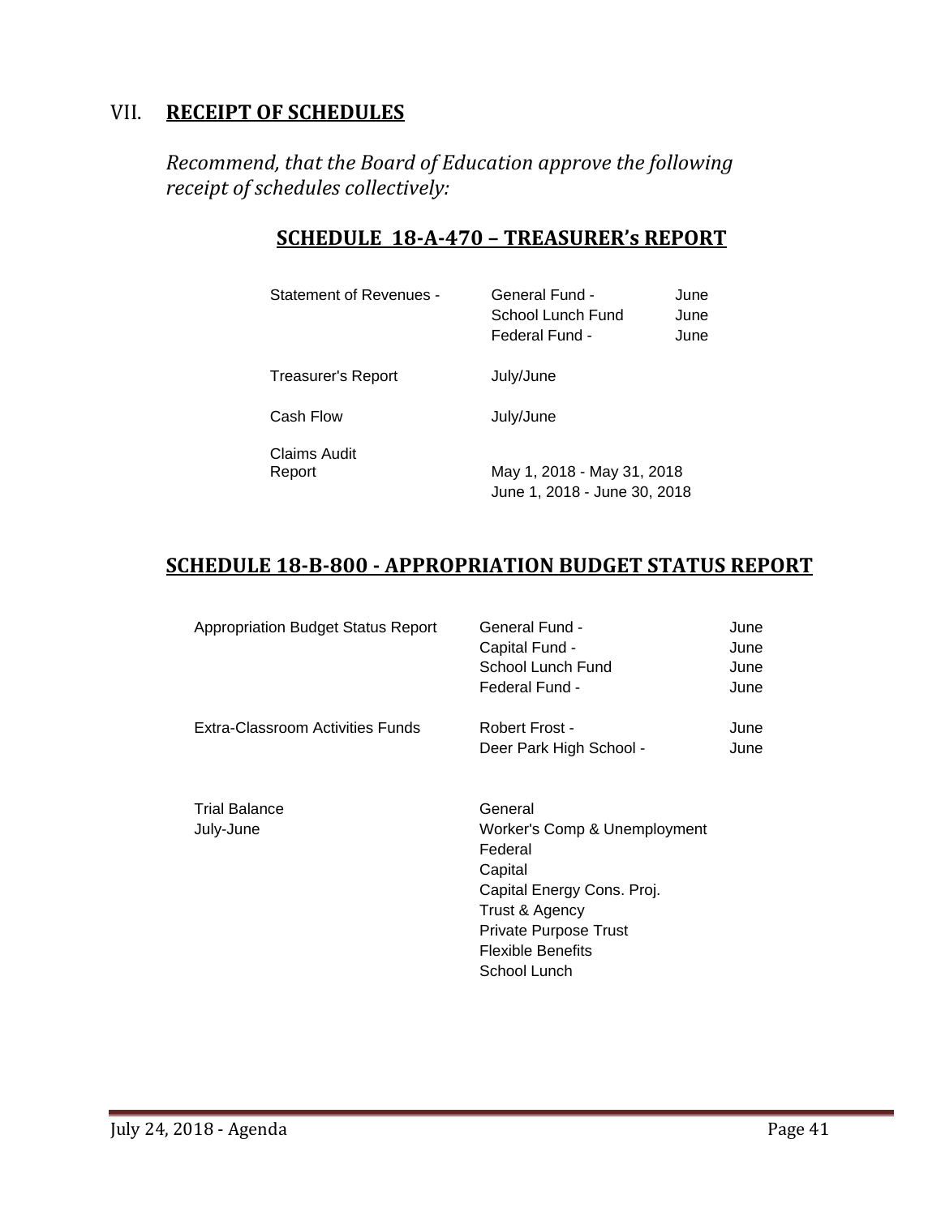## VII. **RECEIPT OF SCHEDULES**

*Recommend, that the Board of Education approve the following receipt of schedules collectively:*

### **SCHEDULE 18-A-470 – TREASURER's REPORT**

| | | |
|---|---|---|
| Statement of Revenues - | General Fund - | June |
| | School Lunch Fund | June |
| | Federal Fund - | June |
| Treasurer's Report | July/June | |
| Cash Flow | July/June | |
| Claims Audit Report | May 1, 2018 - May 31, 2018 | |
| | June 1, 2018 - June 30, 2018 | |

### **SCHEDULE 18-B-800 - APPROPRIATION BUDGET STATUS REPORT**

| | | |
|---|---|---|
| Appropriation Budget Status Report | General Fund - | June |
| | Capital Fund - | June |
| | School Lunch Fund | June |
| | Federal Fund - | June |
| Extra-Classroom Activities Funds | Robert Frost - | June |
| | Deer Park High School - | June |
| Trial Balance | General | |
| July-June | Worker's Comp & Unemployment | |
| | Federal | |
| | Capital | |
| | Capital Energy Cons. Proj. | |
| | Trust & Agency | |
| | Private Purpose Trust | |
| | Flexible Benefits | |
| | School Lunch | |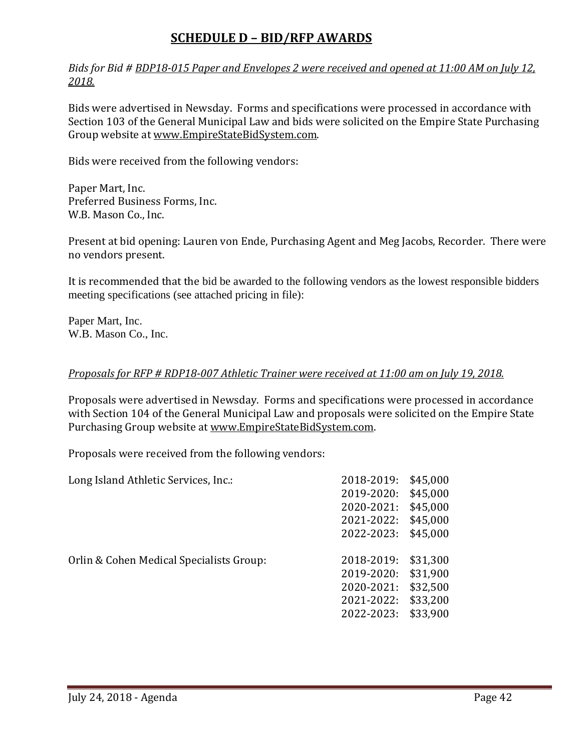# SCHEDULE D – BID/RFP AWARDS

*Bids for Bid # BDP18-015 Paper and Envelopes 2 were received and opened at 11:00 AM on July 12, 2018.*

Bids were advertised in Newsday. Forms and specifications were processed in accordance with Section 103 of the General Municipal Law and bids were solicited on the Empire State Purchasing Group website at www.EmpireStateBidSystem.com.

Bids were received from the following vendors:

Paper Mart, Inc.
Preferred Business Forms, Inc.
W.B. Mason Co., Inc.

Present at bid opening: Lauren von Ende, Purchasing Agent and Meg Jacobs, Recorder. There were no vendors present.

It is recommended that the bid be awarded to the following vendors as the lowest responsible bidders meeting specifications (see attached pricing in file):

Paper Mart, Inc.
W.B. Mason Co., Inc.

*Proposals for RFP # RDP18-007 Athletic Trainer were received at 11:00 am on July 19, 2018.*

Proposals were advertised in Newsday. Forms and specifications were processed in accordance with Section 104 of the General Municipal Law and proposals were solicited on the Empire State Purchasing Group website at www.EmpireStateBidSystem.com.

Proposals were received from the following vendors:

| Vendor | Year | Amount |
|---|---|---|
| Long Island Athletic Services, Inc.: | 2018-2019: | $45,000 |
| | 2019-2020: | $45,000 |
| | 2020-2021: | $45,000 |
| | 2021-2022: | $45,000 |
| | 2022-2023: | $45,000 |
| Orlin & Cohen Medical Specialists Group: | 2018-2019: | $31,300 |
| | 2019-2020: | $31,900 |
| | 2020-2021: | $32,500 |
| | 2021-2022: | $33,200 |
| | 2022-2023: | $33,900 |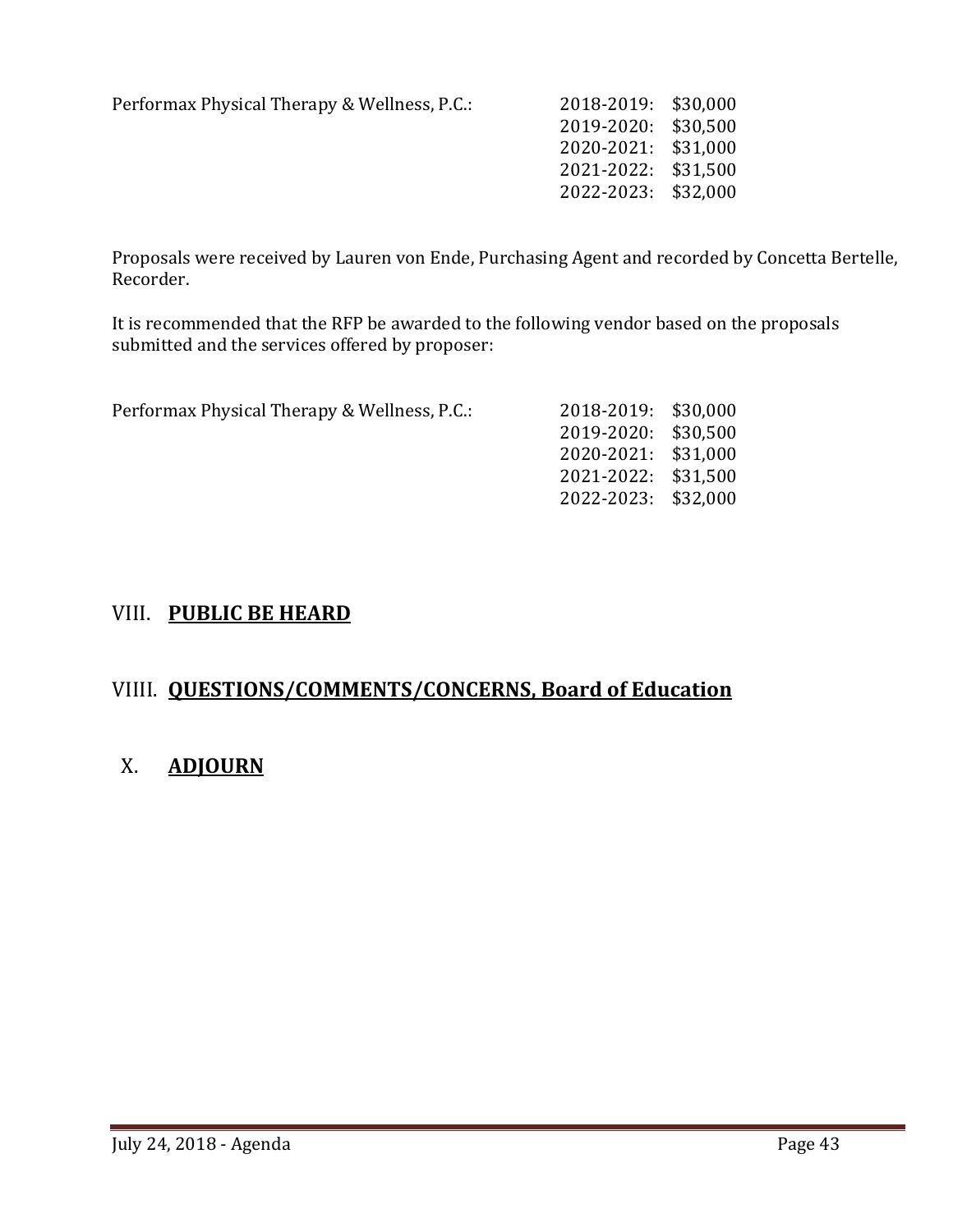| | | |
|---|---|---|
| Performax Physical Therapy & Wellness, P.C.: | 2018-2019: | $30,000 |
| | 2019-2020: | $30,500 |
| | 2020-2021: | $31,000 |
| | 2021-2022: | $31,500 |
| | 2022-2023: | $32,000 |

Proposals were received by Lauren von Ende, Purchasing Agent and recorded by Concetta Bertelle, Recorder.

It is recommended that the RFP be awarded to the following vendor based on the proposals submitted and the services offered by proposer:

| | | |
|---|---|---|
| Performax Physical Therapy & Wellness, P.C.: | 2018-2019: | $30,000 |
| | 2019-2020: | $30,500 |
| | 2020-2021: | $31,000 |
| | 2021-2022: | $31,500 |
| | 2022-2023: | $32,000 |

## VIII. **PUBLIC BE HEARD**

## VIIII. **QUESTIONS/COMMENTS/CONCERNS, Board of Education**

## X. **ADJOURN**